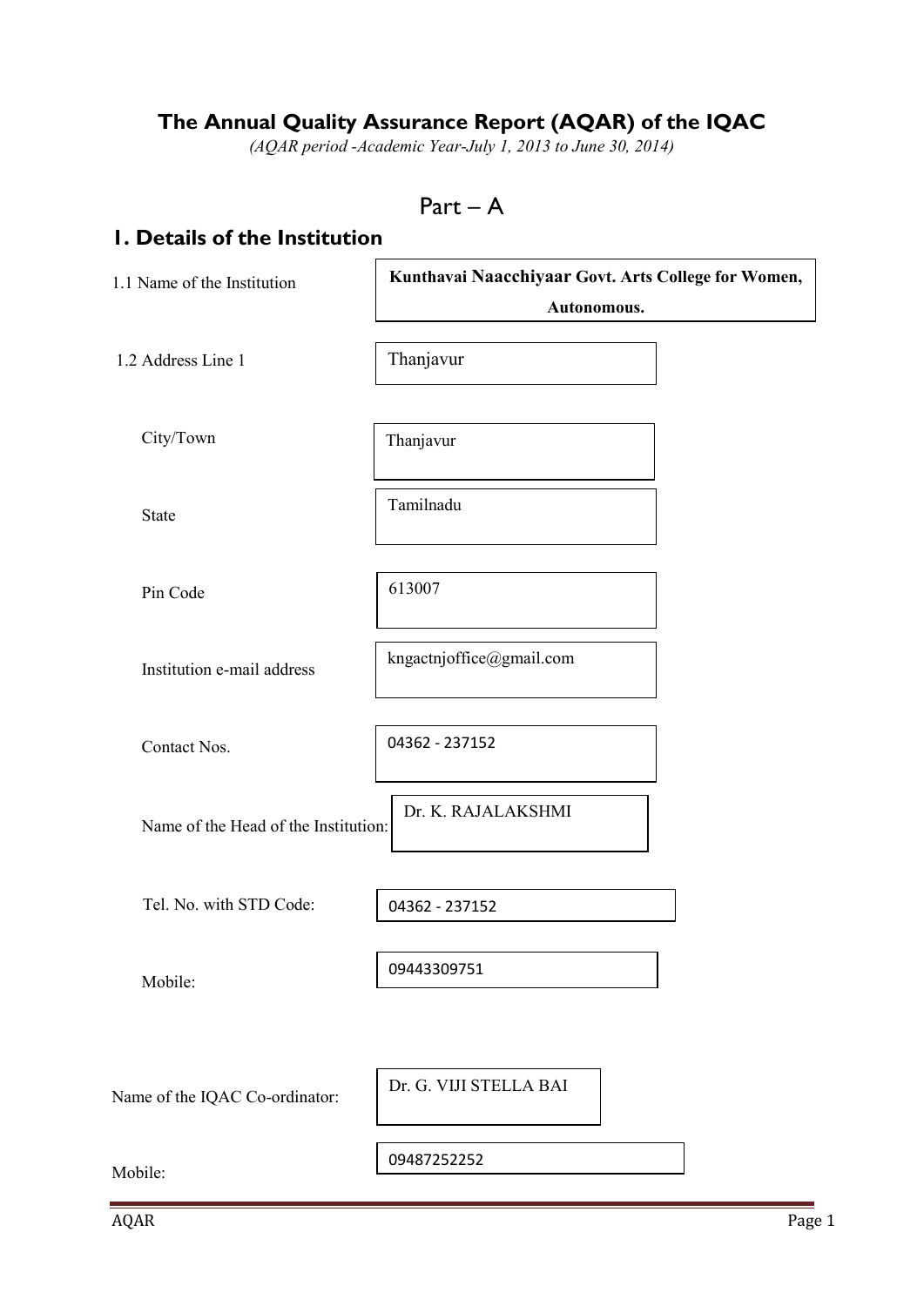# The Annual Quality Assurance Report (AQAR) of the IQAC

*(AQAR period -Academic Year-July 1, 2013 to June 30, 2014)*

## Part – A

### 1. Details of the Institution

| | |
|---|---|
| 1.1 Name of the Institution | **Kunthavai Naacchiyaar Govt. Arts College for Women, Autonomous.** |
| 1.2 Address Line 1 | Thanjavur |
| City/Town | Thanjavur |
| State | Tamilnadu |
| Pin Code | 613007 |
| Institution e-mail address | kngactnjoffice@gmail.com |
| Contact Nos. | 04362 - 237152 |
| Name of the Head of the Institution: | Dr. K. RAJALAKSHMI |
| Tel. No. with STD Code: | 04362 - 237152 |
| Mobile: | 09443309751 |
| Name of the IQAC Co-ordinator: | Dr. G. VIJI STELLA BAI |
| Mobile: | 09487252252 |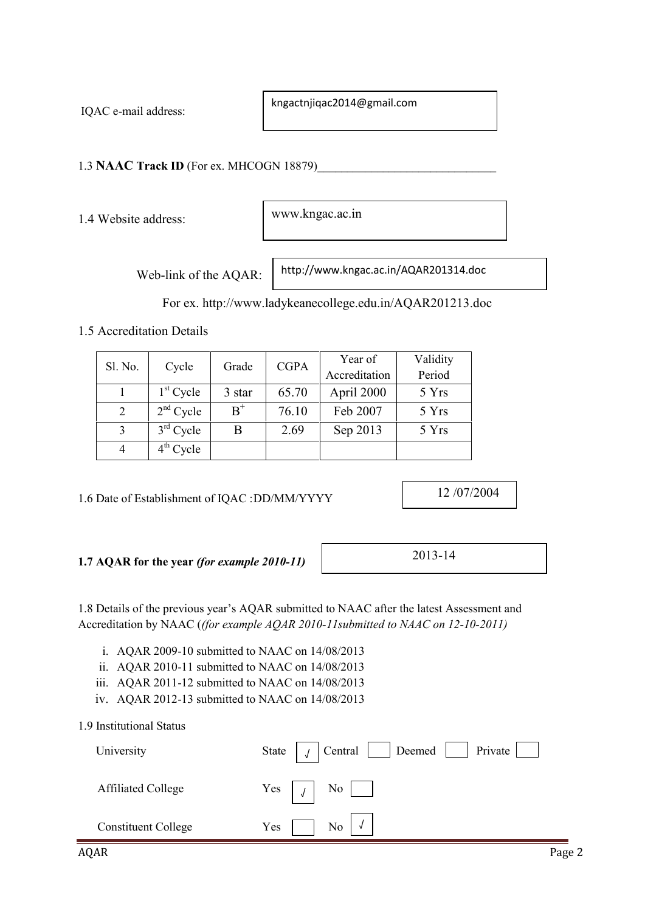IQAC e-mail address: kngactnjiqac2014@gmail.com

1.3 **NAAC Track ID** (For ex. MHCOGN 18879)______________________________

1.4 Website address: www.kngac.ac.in

Web-link of the AQAR: http://www.kngac.ac.in/AQAR201314.doc

For ex. http://www.ladykeanecollege.edu.in/AQAR201213.doc

1.5 Accreditation Details

| Sl. No. | Cycle | Grade | CGPA | Year of Accreditation | Validity Period |
|---|---|---|---|---|---|
| 1 | 1st Cycle | 3 star | 65.70 | April 2000 | 5 Yrs |
| 2 | 2nd Cycle | B+ | 76.10 | Feb 2007 | 5 Yrs |
| 3 | 3rd Cycle | B | 2.69 | Sep 2013 | 5 Yrs |
| 4 | 4th Cycle | | | | |

1.6 Date of Establishment of IQAC :DD/MM/YYYY — 12 /07/2004

**1.7 AQAR for the year** ***(for example 2010-11)*** — 2013-14

1.8 Details of the previous year's AQAR submitted to NAAC after the latest Assessment and Accreditation by NAAC (*(for example AQAR 2010-11submitted to NAAC on 12-10-2011)*

i. AQAR 2009-10 submitted to NAAC on 14/08/2013
ii. AQAR 2010-11 submitted to NAAC on 14/08/2013
iii. AQAR 2011-12 submitted to NAAC on 14/08/2013
iv. AQAR 2012-13 submitted to NAAC on 14/08/2013

1.9 Institutional Status

University: State [√] Central [ ] Deemed [ ] Private [ ]

Affiliated College: Yes [√] No [ ]

Constituent College: Yes [ ] No [√]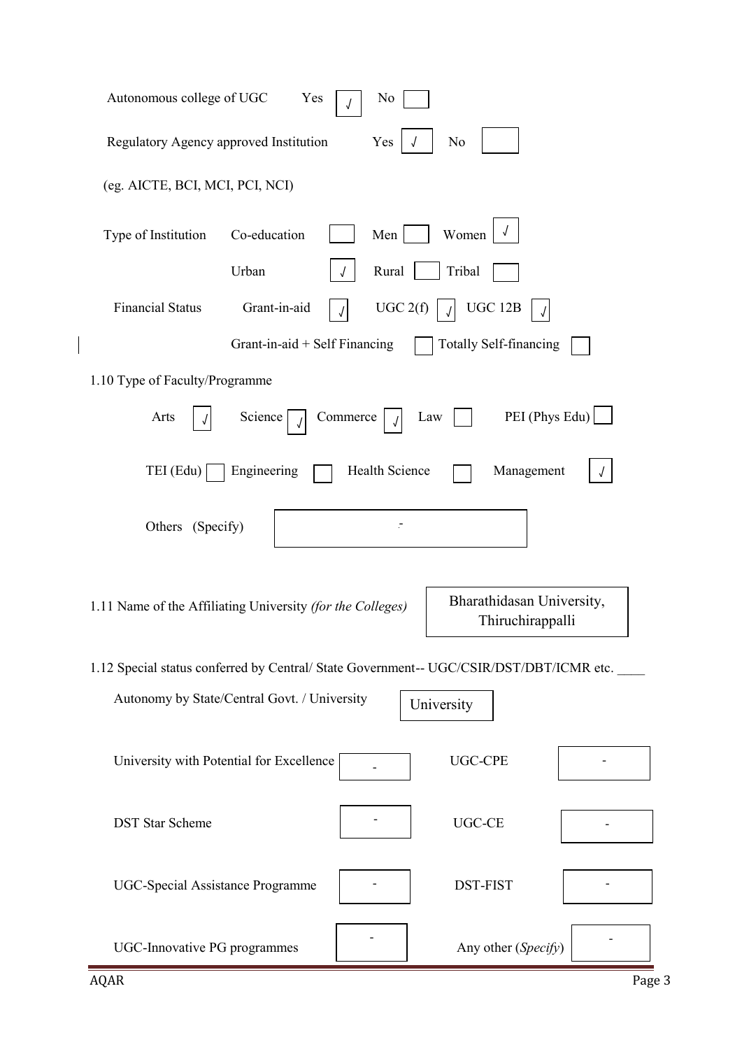Autonomous college of UGC Yes [√] No [ ]

Regulatory Agency approved Institution Yes [√] No [ ]

(eg. AICTE, BCI, MCI, PCI, NCI)

Type of Institution Co-education [ ] Men [ ] Women [√]

Urban [√] Rural [ ] Tribal [ ]

Financial Status Grant-in-aid [√] UGC 2(f) [√] UGC 12B [√]

Grant-in-aid + Self Financing [ ] Totally Self-financing [ ]

1.10 Type of Faculty/Programme

Arts [√] Science [√] Commerce [√] Law [ ] PEI (Phys Edu) [ ]

TEI (Edu) [ ] Engineering [ ] Health Science [ ] Management [√]

Others (Specify) -

1.11 Name of the Affiliating University *(for the Colleges)*: Bharathidasan University, Thiruchirappalli

1.12 Special status conferred by Central/ State Government-- UGC/CSIR/DST/DBT/ICMR etc. ____

Autonomy by State/Central Govt. / University: University

| | | | |
|---|---|---|---|
| University with Potential for Excellence | - | UGC-CPE | - |
| DST Star Scheme | - | UGC-CE | - |
| UGC-Special Assistance Programme | - | DST-FIST | - |
| UGC-Innovative PG programmes | - | Any other (*Specify*) | - |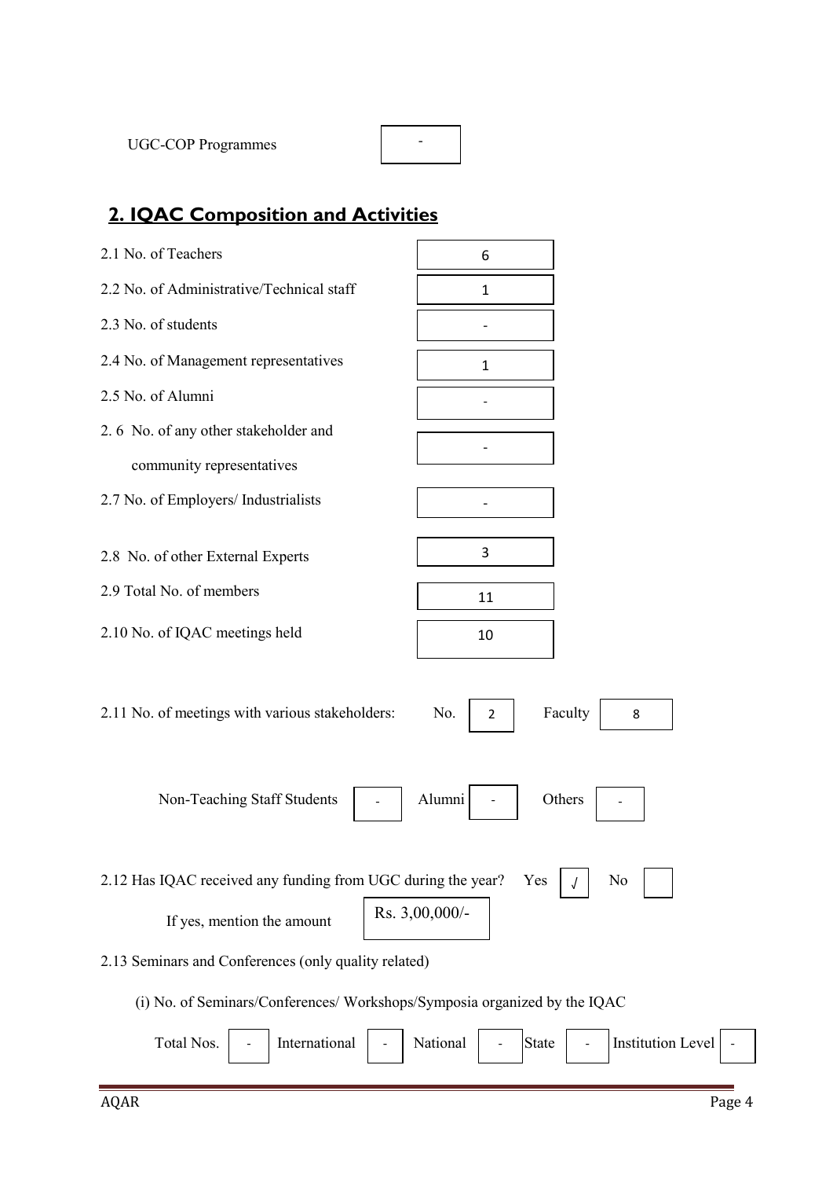UGC-COP Programmes: -

## 2. IQAC Composition and Activities

| | |
|---|---|
| 2.1 No. of Teachers | 6 |
| 2.2 No. of Administrative/Technical staff | 1 |
| 2.3 No. of students | - |
| 2.4 No. of Management representatives | 1 |
| 2.5 No. of Alumni | - |
| 2. 6 No. of any other stakeholder and community representatives | - |
| 2.7 No. of Employers/ Industrialists | - |
| 2.8 No. of other External Experts | 3 |
| 2.9 Total No. of members | 11 |
| 2.10 No. of IQAC meetings held | 10 |

2.11 No. of meetings with various stakeholders: No. 2 Faculty 8

Non-Teaching Staff Students - Alumni - Others -

2.12 Has IQAC received any funding from UGC during the year? Yes √ No

If yes, mention the amount: Rs. 3,00,000/-

2.13 Seminars and Conferences (only quality related)

(i) No. of Seminars/Conferences/ Workshops/Symposia organized by the IQAC

| Total Nos. | International | National | State | Institution Level |
|---|---|---|---|---|
| - | - | - | - | - |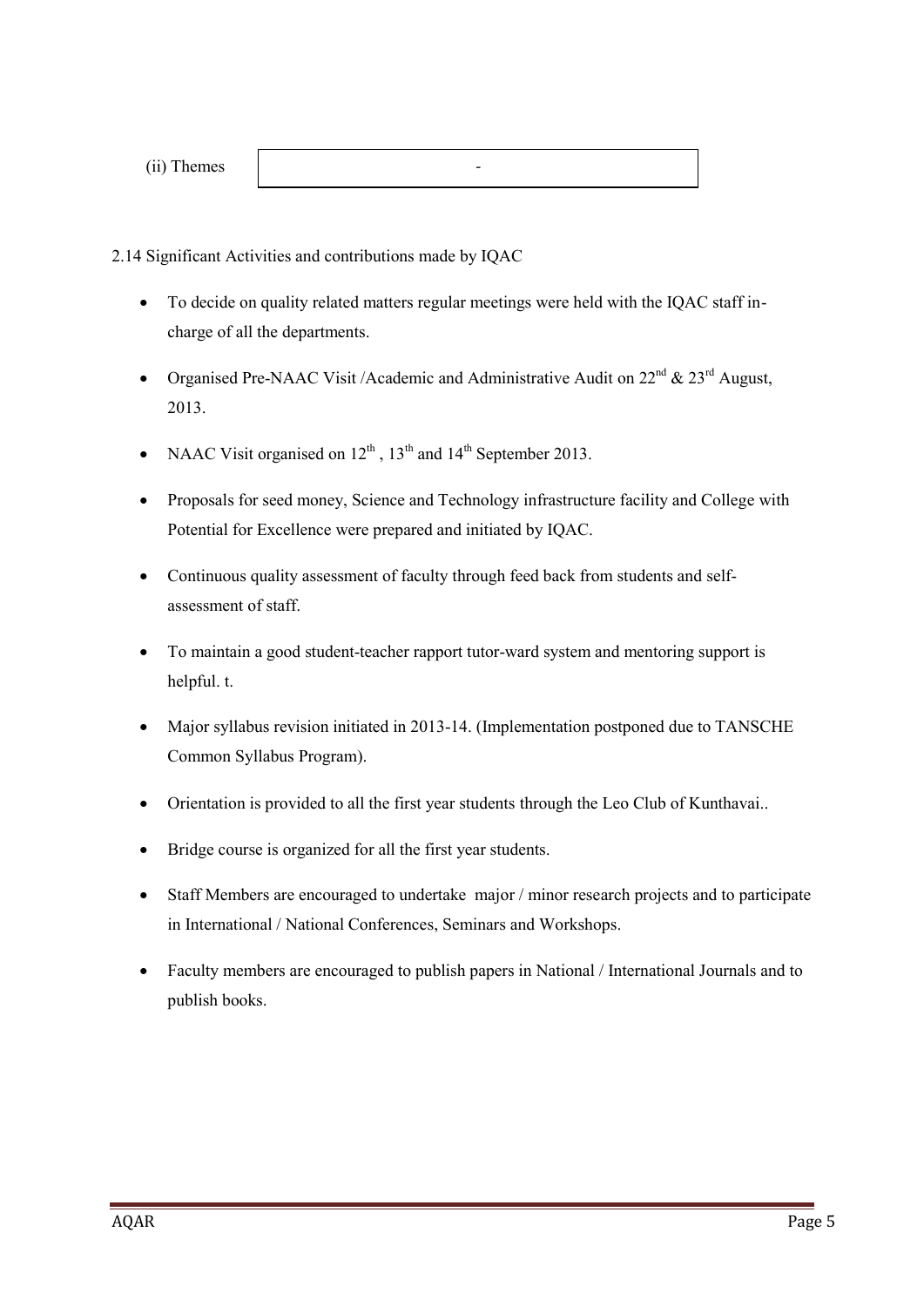| (ii) Themes | - |
|---|---|

2.14 Significant Activities and contributions made by IQAC

- To decide on quality related matters regular meetings were held with the IQAC staff in-charge of all the departments.
- Organised Pre-NAAC Visit /Academic and Administrative Audit on 22nd & 23rd August, 2013.
- NAAC Visit organised on 12th , 13th and 14th September 2013.
- Proposals for seed money, Science and Technology infrastructure facility and College with Potential for Excellence were prepared and initiated by IQAC.
- Continuous quality assessment of faculty through feed back from students and self-assessment of staff.
- To maintain a good student-teacher rapport tutor-ward system and mentoring support is helpful. t.
- Major syllabus revision initiated in 2013-14. (Implementation postponed due to TANSCHE Common Syllabus Program).
- Orientation is provided to all the first year students through the Leo Club of Kunthavai..
- Bridge course is organized for all the first year students.
- Staff Members are encouraged to undertake major / minor research projects and to participate in International / National Conferences, Seminars and Workshops.
- Faculty members are encouraged to publish papers in National / International Journals and to publish books.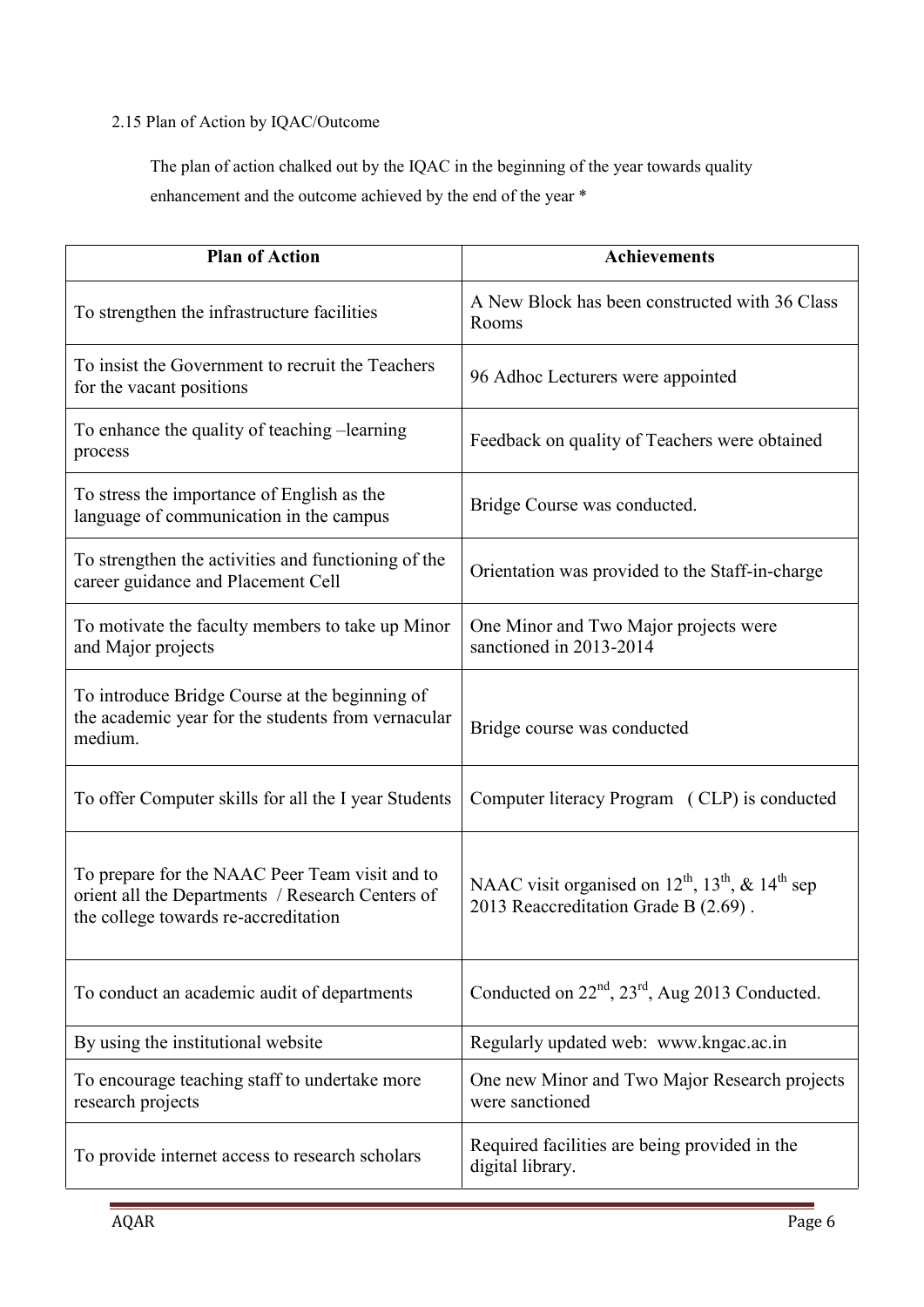2.15 Plan of Action by IQAC/Outcome

The plan of action chalked out by the IQAC in the beginning of the year towards quality enhancement and the outcome achieved by the end of the year *

| Plan of Action | Achievements |
|---|---|
| To strengthen the infrastructure facilities | A New Block has been constructed with 36 Class Rooms |
| To insist the Government to recruit the Teachers for the vacant positions | 96 Adhoc Lecturers were appointed |
| To enhance the quality of teaching –learning process | Feedback on quality of Teachers were obtained |
| To stress the importance of English as the language of communication in the campus | Bridge Course was conducted. |
| To strengthen the activities and functioning of the career guidance and Placement Cell | Orientation was provided to the Staff-in-charge |
| To motivate the faculty members to take up Minor and Major projects | One Minor and Two Major projects were sanctioned in 2013-2014 |
| To introduce Bridge Course at the beginning of the academic year for the students from vernacular medium. | Bridge course was conducted |
| To offer Computer skills for all the I year Students | Computer literacy Program ( CLP) is conducted |
| To prepare for the NAAC Peer Team visit and to orient all the Departments / Research Centers of the college towards re-accreditation | NAAC visit organised on 12th, 13th, & 14th sep 2013 Reaccreditation Grade B (2.69) . |
| To conduct an academic audit of departments | Conducted on 22nd, 23rd, Aug 2013 Conducted. |
| By using the institutional website | Regularly updated web: www.kngac.ac.in |
| To encourage teaching staff to undertake more research projects | One new Minor and Two Major Research projects were sanctioned |
| To provide internet access to research scholars | Required facilities are being provided in the digital library. |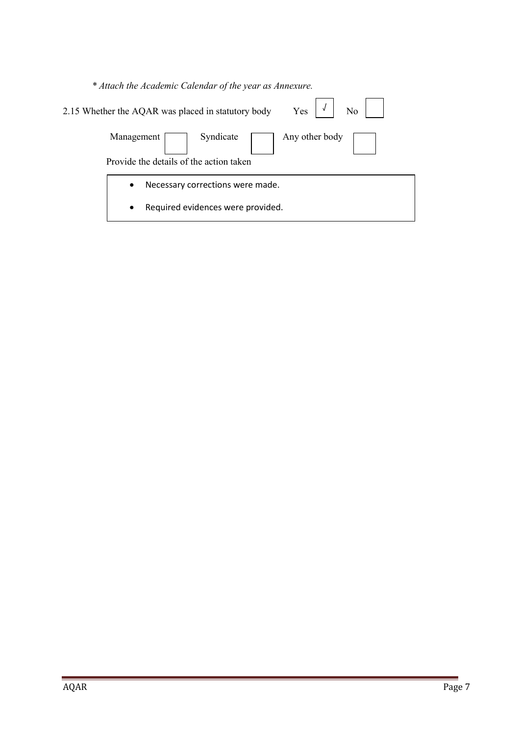*\* Attach the Academic Calendar of the year as Annexure.*

2.15 Whether the AQAR was placed in statutory body Yes [√] No [ ]

Management [ ] Syndicate [ ] Any other body [ ]

Provide the details of the action taken

- Necessary corrections were made.
- Required evidences were provided.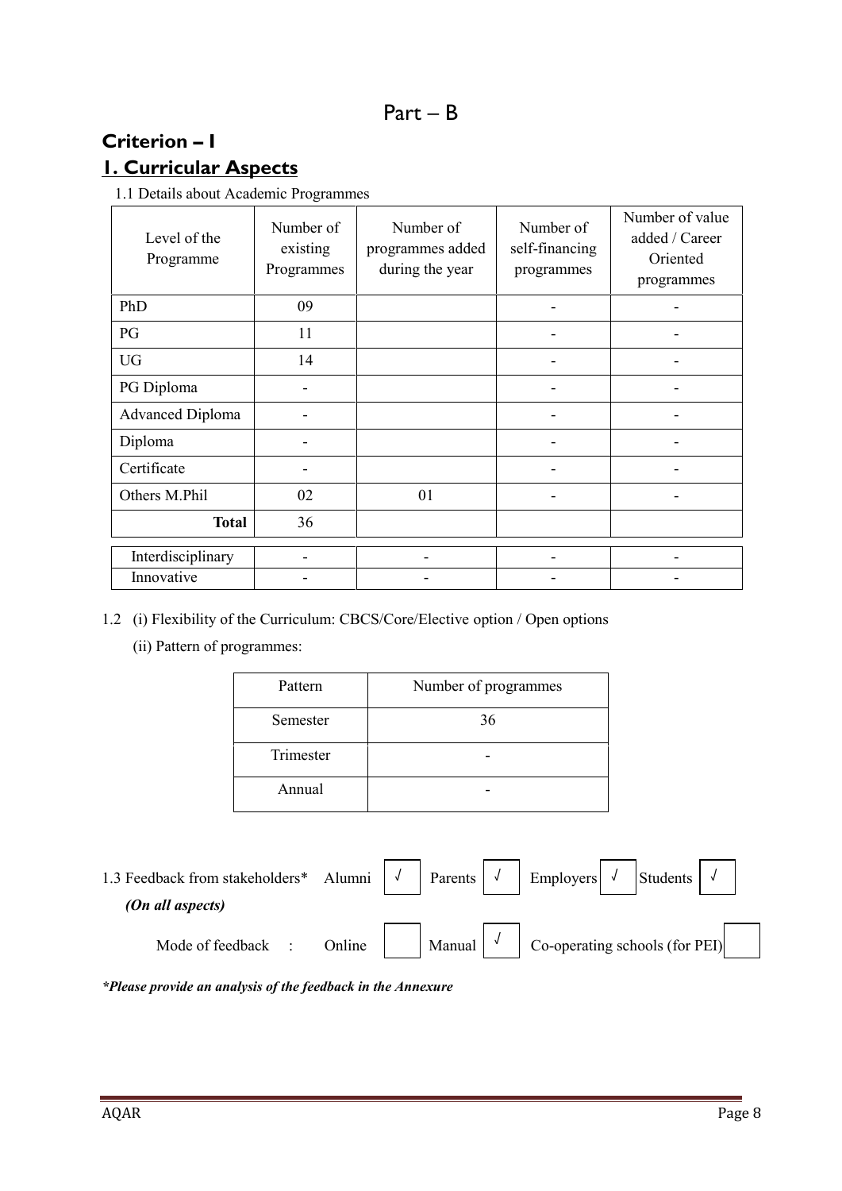# Part – B

## Criterion – I

## 1. Curricular Aspects

1.1 Details about Academic Programmes

| Level of the Programme | Number of existing Programmes | Number of programmes added during the year | Number of self-financing programmes | Number of value added / Career Oriented programmes |
|---|---|---|---|---|
| PhD | 09 | | - | - |
| PG | 11 | | - | - |
| UG | 14 | | - | - |
| PG Diploma | - | | - | - |
| Advanced Diploma | - | | - | - |
| Diploma | - | | - | - |
| Certificate | - | | - | - |
| Others M.Phil | 02 | 01 | - | - |
| **Total** | 36 | | | |
| Interdisciplinary | - | - | - | - |
| Innovative | - | - | - | - |

1.2 (i) Flexibility of the Curriculum: CBCS/Core/Elective option / Open options

(ii) Pattern of programmes:

| Pattern | Number of programmes |
|---|---|
| Semester | 36 |
| Trimester | - |
| Annual | - |

1.3 Feedback from stakeholders* Alumni √ Parents √ Employers √ Students √

*(On all aspects)*

Mode of feedback : Online [ ] Manual √ Co-operating schools (for PEI) [ ]

***Please provide an analysis of the feedback in the Annexure***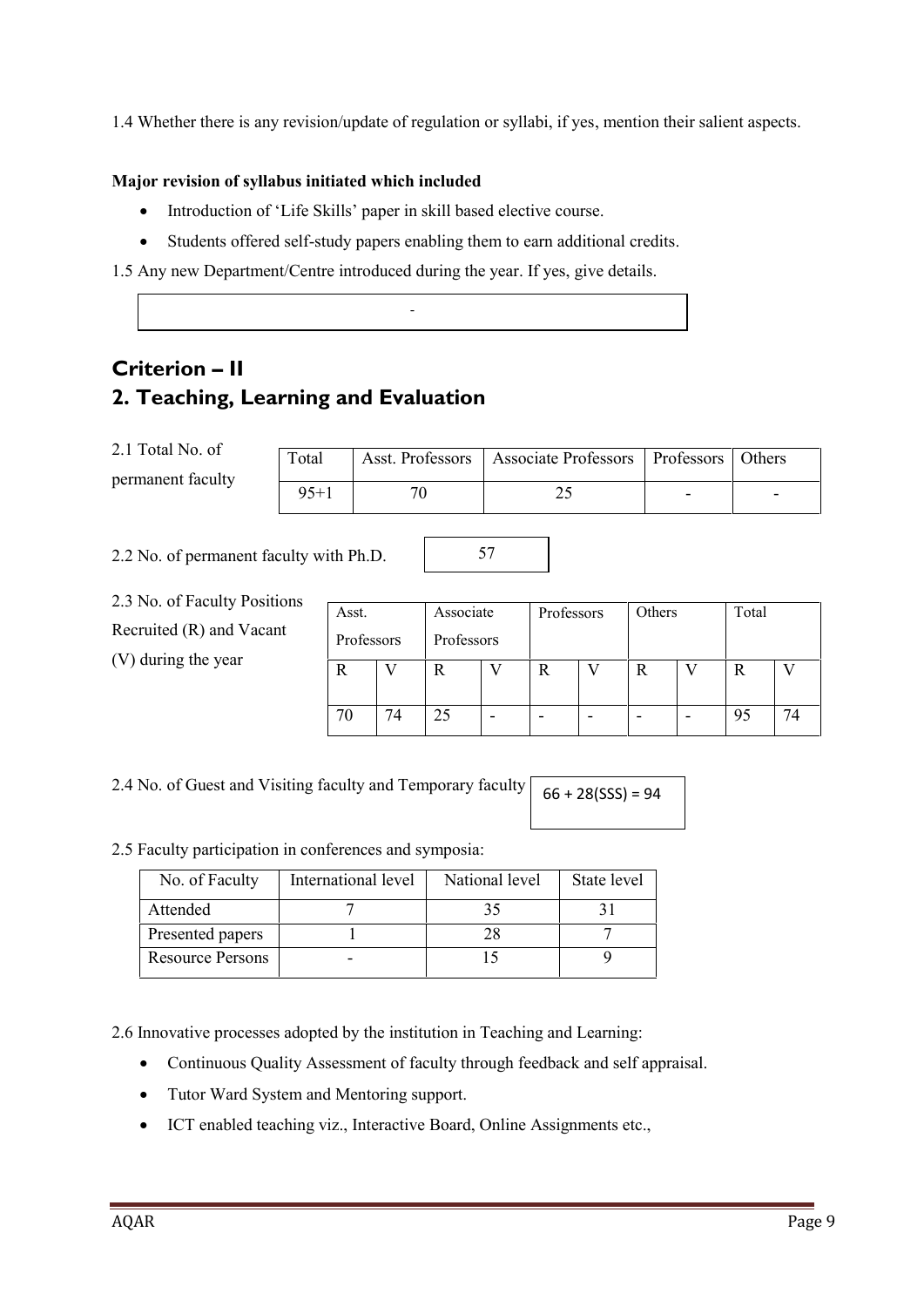1.4 Whether there is any revision/update of regulation or syllabi, if yes, mention their salient aspects.

**Major revision of syllabus initiated which included**

- Introduction of 'Life Skills' paper in skill based elective course.
- Students offered self-study papers enabling them to earn additional credits.

1.5 Any new Department/Centre introduced during the year. If yes, give details.

| - |
|---|

# Criterion – II

# 2. Teaching, Learning and Evaluation

2.1 Total No. of permanent faculty

| Total | Asst. Professors | Associate Professors | Professors | Others |
|---|---|---|---|---|
| 95+1 | 70 | 25 | - | - |

2.2 No. of permanent faculty with Ph.D. 57

2.3 No. of Faculty Positions Recruited (R) and Vacant (V) during the year

| Asst. Professors | | Associate Professors | | Professors | | Others | | Total | |
|---|---|---|---|---|---|---|---|---|---|
| R | V | R | V | R | V | R | V | R | V |
| 70 | 74 | 25 | - | - | - | - | - | 95 | 74 |

2.4 No. of Guest and Visiting faculty and Temporary faculty 66 + 28(SSS) = 94

2.5 Faculty participation in conferences and symposia:

| No. of Faculty | International level | National level | State level |
|---|---|---|---|
| Attended | 7 | 35 | 31 |
| Presented papers | 1 | 28 | 7 |
| Resource Persons | - | 15 | 9 |

2.6 Innovative processes adopted by the institution in Teaching and Learning:

- Continuous Quality Assessment of faculty through feedback and self appraisal.
- Tutor Ward System and Mentoring support.
- ICT enabled teaching viz., Interactive Board, Online Assignments etc.,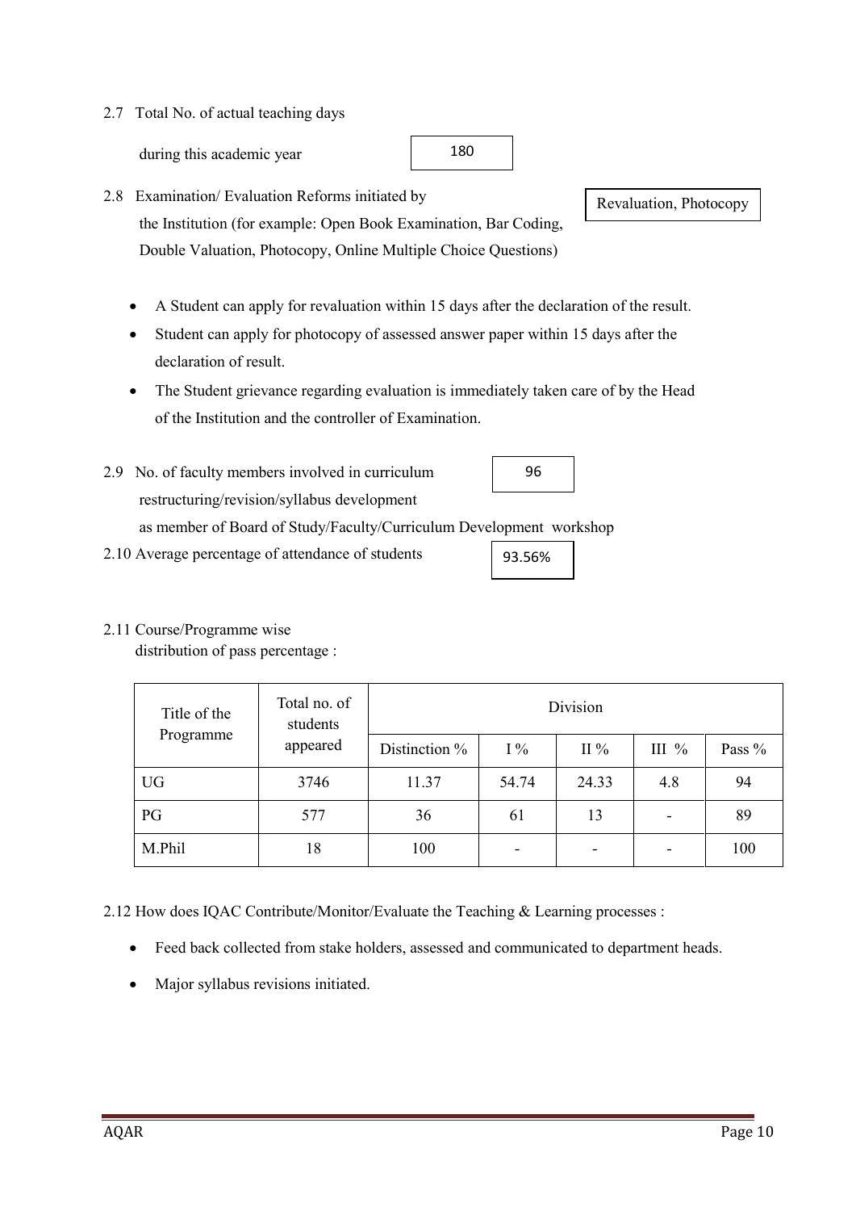2.7 Total No. of actual teaching days during this academic year: 180

2.8 Examination/ Evaluation Reforms initiated by the Institution (for example: Open Book Examination, Bar Coding, Double Valuation, Photocopy, Online Multiple Choice Questions): Revaluation, Photocopy

- A Student can apply for revaluation within 15 days after the declaration of the result.
- Student can apply for photocopy of assessed answer paper within 15 days after the declaration of result.
- The Student grievance regarding evaluation is immediately taken care of by the Head of the Institution and the controller of Examination.

2.9 No. of faculty members involved in curriculum restructuring/revision/syllabus development as member of Board of Study/Faculty/Curriculum Development workshop: 96

2.10 Average percentage of attendance of students: 93.56%

2.11 Course/Programme wise distribution of pass percentage :

| Title of the Programme | Total no. of students appeared | Division | | | | |
|---|---|---|---|---|---|---|
| | | Distinction % | I % | II % | III % | Pass % |
| UG | 3746 | 11.37 | 54.74 | 24.33 | 4.8 | 94 |
| PG | 577 | 36 | 61 | 13 | - | 89 |
| M.Phil | 18 | 100 | - | - | - | 100 |

2.12 How does IQAC Contribute/Monitor/Evaluate the Teaching & Learning processes :

- Feed back collected from stake holders, assessed and communicated to department heads.
- Major syllabus revisions initiated.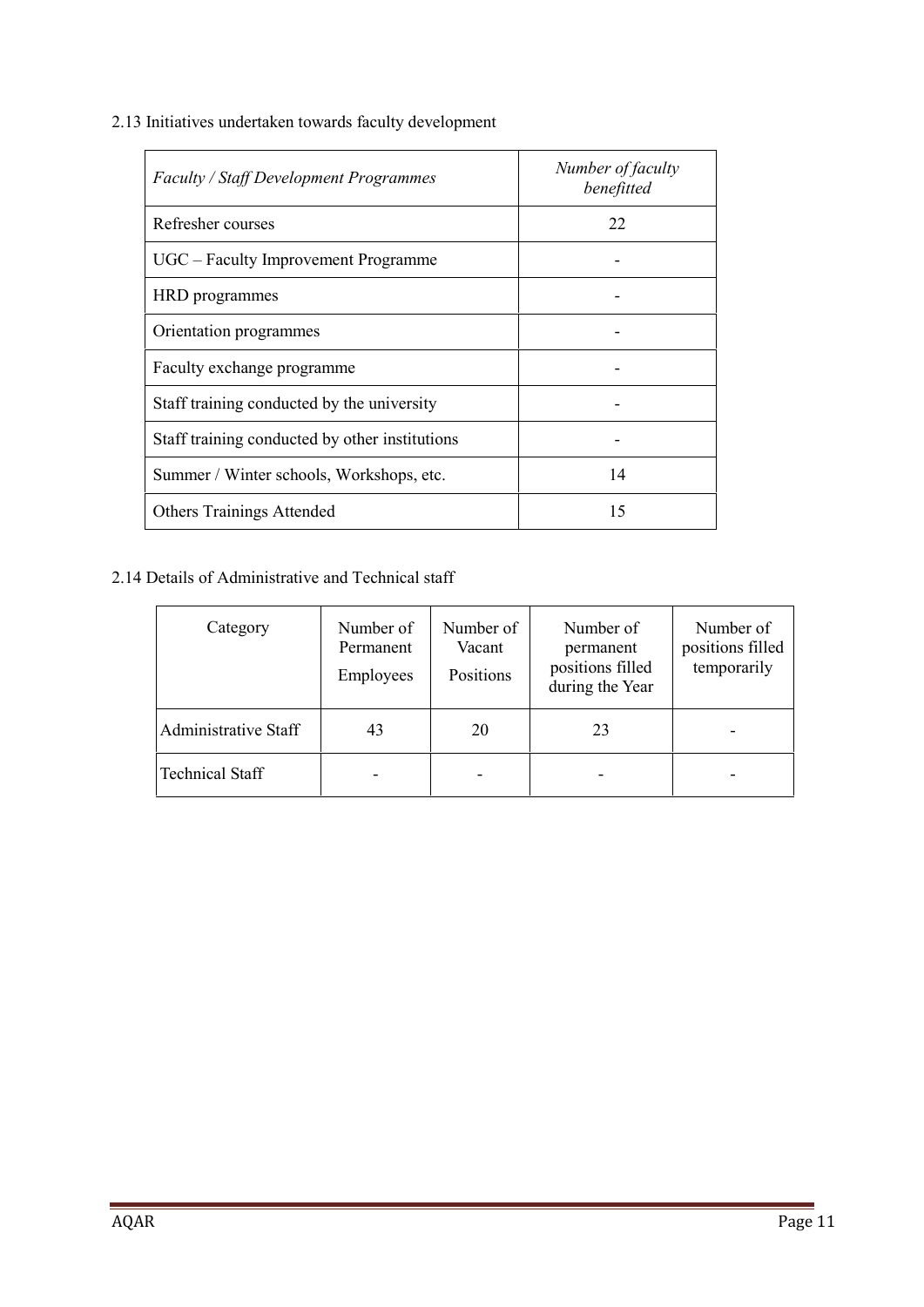2.13 Initiatives undertaken towards faculty development

| *Faculty / Staff Development Programmes* | *Number of faculty benefitted* |
|---|---|
| Refresher courses | 22 |
| UGC – Faculty Improvement Programme | - |
| HRD programmes | - |
| Orientation programmes | - |
| Faculty exchange programme | - |
| Staff training conducted by the university | - |
| Staff training conducted by other institutions | - |
| Summer / Winter schools, Workshops, etc. | 14 |
| Others Trainings Attended | 15 |

2.14 Details of Administrative and Technical staff

| Category | Number of Permanent Employees | Number of Vacant Positions | Number of permanent positions filled during the Year | Number of positions filled temporarily |
|---|---|---|---|---|
| Administrative Staff | 43 | 20 | 23 | - |
| Technical Staff | - | - | - | - |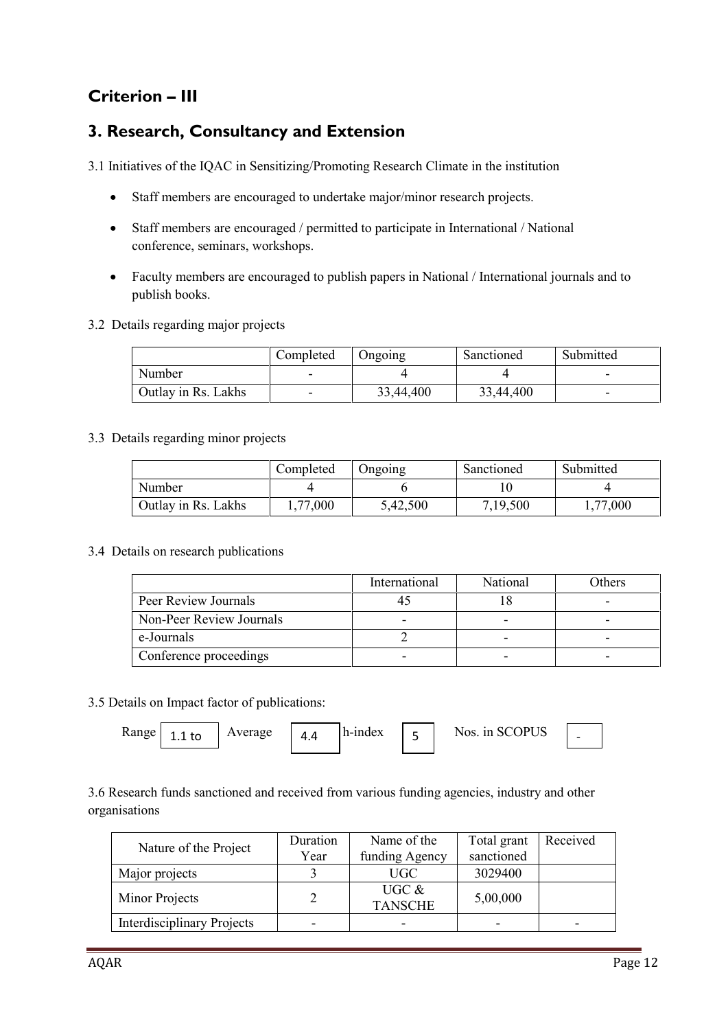## Criterion – III

## 3. Research, Consultancy and Extension

3.1 Initiatives of the IQAC in Sensitizing/Promoting Research Climate in the institution

- Staff members are encouraged to undertake major/minor research projects.
- Staff members are encouraged / permitted to participate in International / National conference, seminars, workshops.
- Faculty members are encouraged to publish papers in National / International journals and to publish books.

3.2 Details regarding major projects

| | Completed | Ongoing | Sanctioned | Submitted |
|---|---|---|---|---|
| Number | - | 4 | 4 | - |
| Outlay in Rs. Lakhs | - | 33,44,400 | 33,44,400 | - |

3.3 Details regarding minor projects

| | Completed | Ongoing | Sanctioned | Submitted |
|---|---|---|---|---|
| Number | 4 | 6 | 10 | 4 |
| Outlay in Rs. Lakhs | 1,77,000 | 5,42,500 | 7,19,500 | 1,77,000 |

3.4 Details on research publications

| | International | National | Others |
|---|---|---|---|
| Peer Review Journals | 45 | 18 | - |
| Non-Peer Review Journals | - | - | - |
| e-Journals | 2 | - | - |
| Conference proceedings | - | - | - |

3.5 Details on Impact factor of publications:

Range 1.1 to Average 4.4 h-index 5 Nos. in SCOPUS -

3.6 Research funds sanctioned and received from various funding agencies, industry and other organisations

| Nature of the Project | Duration Year | Name of the funding Agency | Total grant sanctioned | Received |
|---|---|---|---|---|
| Major projects | 3 | UGC | 3029400 | |
| Minor Projects | 2 | UGC & TANSCHE | 5,00,000 | |
| Interdisciplinary Projects | - | - | - | - |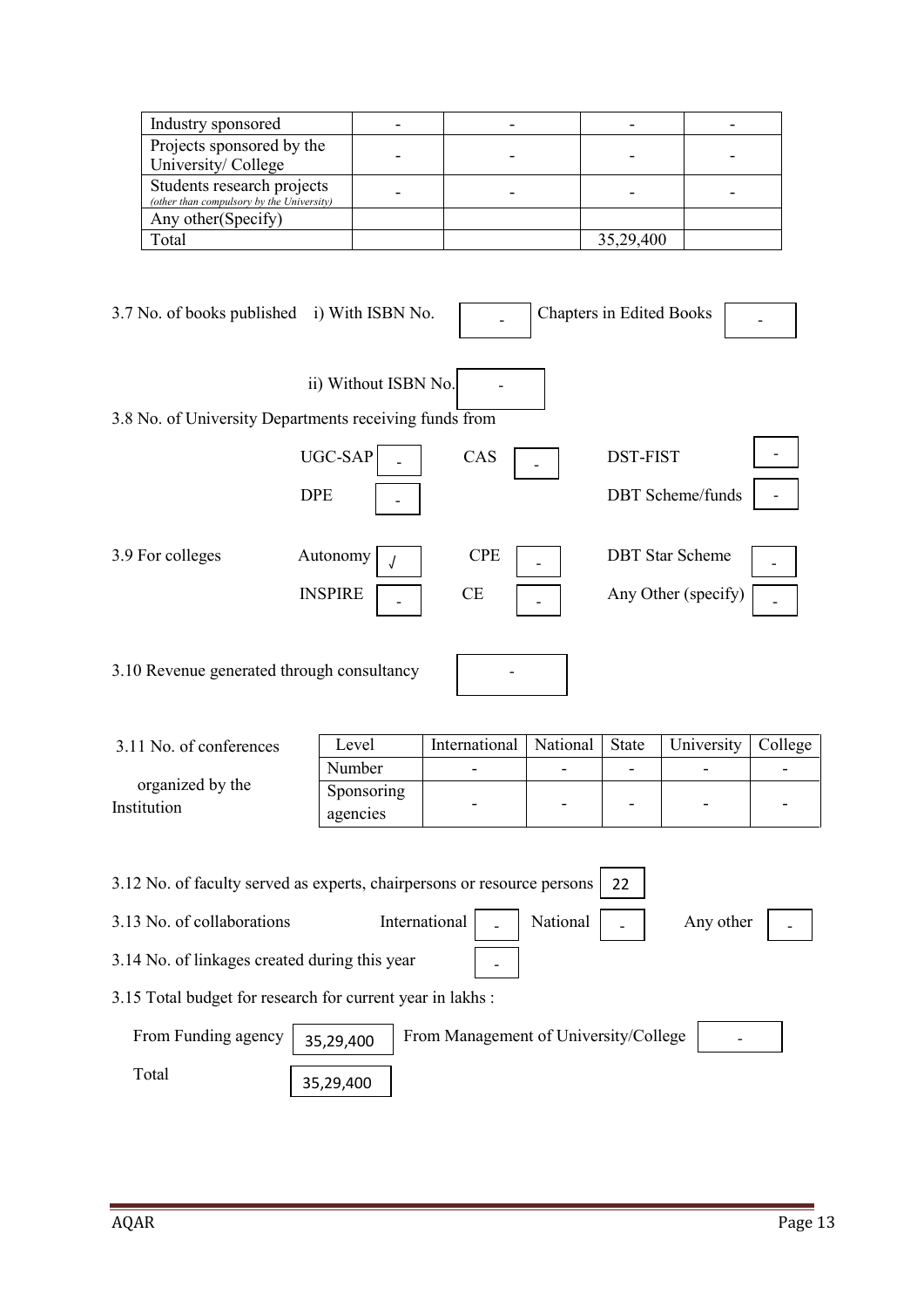| | | | | |
|---|---|---|---|---|
| Industry sponsored | - | - | - | - |
| Projects sponsored by the University/ College | - | - | - | - |
| Students research projects *(other than compulsory by the University)* | - | - | - | - |
| Any other(Specify) | | | | |
| Total | | | 35,29,400 | |

3.7 No. of books published i) With ISBN No. - Chapters in Edited Books -

ii) Without ISBN No. -

3.8 No. of University Departments receiving funds from

| | | | | | |
|---|---|---|---|---|---|
| UGC-SAP | - | CAS | - | DST-FIST | - |
| DPE | - | | | DBT Scheme/funds | - |

3.9 For colleges

| | | | | | |
|---|---|---|---|---|---|
| Autonomy | √ | CPE | - | DBT Star Scheme | - |
| INSPIRE | - | CE | - | Any Other (specify) | - |

3.10 Revenue generated through consultancy -

3.11 No. of conferences organized by the Institution

| Level | International | National | State | University | College |
|---|---|---|---|---|---|
| Number | - | - | - | - | - |
| Sponsoring agencies | - | - | - | - | - |

3.12 No. of faculty served as experts, chairpersons or resource persons 22

3.13 No. of collaborations International - National - Any other -

3.14 No. of linkages created during this year -

3.15 Total budget for research for current year in lakhs :

From Funding agency 35,29,400 From Management of University/College -

Total 35,29,400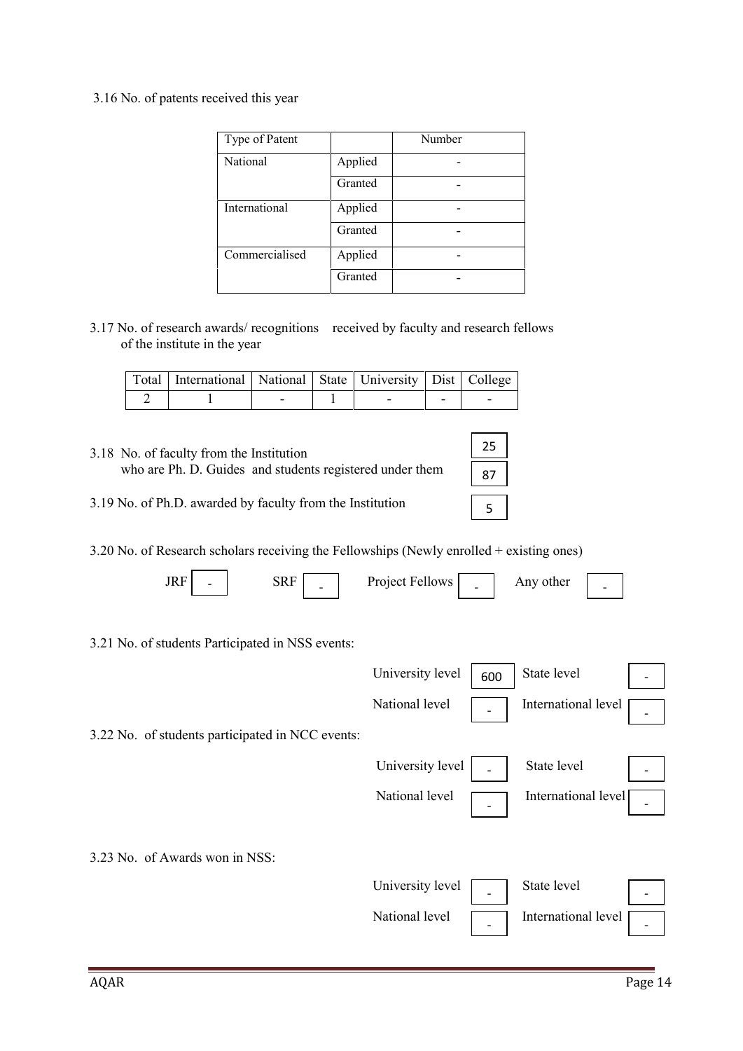3.16 No. of patents received this year

| Type of Patent | | Number |
|---|---|---|
| National | Applied | - |
| | Granted | - |
| International | Applied | - |
| | Granted | - |
| Commercialised | Applied | - |
| | Granted | - |

3.17 No. of research awards/ recognitions received by faculty and research fellows of the institute in the year

| Total | International | National | State | University | Dist | College |
|---|---|---|---|---|---|---|
| 2 | 1 | - | 1 | - | - | - |

3.18 No. of faculty from the Institution who are Ph. D. Guides and students registered under them: 25 / 87

3.19 No. of Ph.D. awarded by faculty from the Institution: 5

3.20 No. of Research scholars receiving the Fellowships (Newly enrolled + existing ones)

JRF: - SRF: - Project Fellows: - Any other: -

3.21 No. of students Participated in NSS events:

| | | | |
|---|---|---|---|
| University level | 600 | State level | - |
| National level | - | International level | - |

3.22 No. of students participated in NCC events:

| | | | |
|---|---|---|---|
| University level | - | State level | - |
| National level | - | International level | - |

3.23 No. of Awards won in NSS:

| | | | |
|---|---|---|---|
| University level | - | State level | - |
| National level | - | International level | - |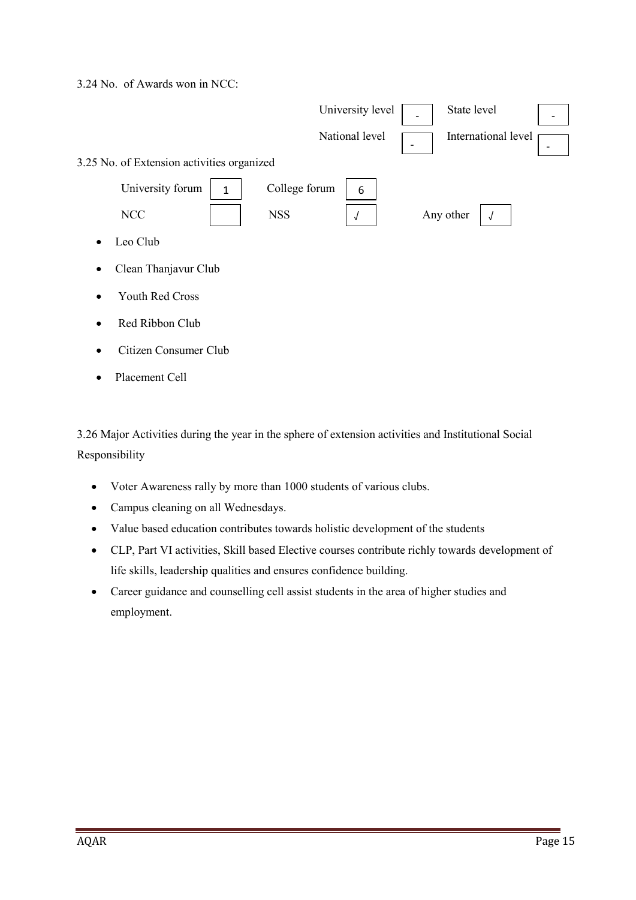3.24 No. of Awards won in NCC:

| | | | |
|---|---|---|---|
| University level | - | State level | - |
| National level | - | International level | - |

3.25 No. of Extension activities organized

| | | | | | |
|---|---|---|---|---|---|
| University forum | 1 | College forum | 6 | | |
| NCC | | NSS | √ | Any other | √ |

- Leo Club
- Clean Thanjavur Club
- Youth Red Cross
- Red Ribbon Club
- Citizen Consumer Club
- Placement Cell

3.26 Major Activities during the year in the sphere of extension activities and Institutional Social Responsibility

- Voter Awareness rally by more than 1000 students of various clubs.
- Campus cleaning on all Wednesdays.
- Value based education contributes towards holistic development of the students
- CLP, Part VI activities, Skill based Elective courses contribute richly towards development of life skills, leadership qualities and ensures confidence building.
- Career guidance and counselling cell assist students in the area of higher studies and employment.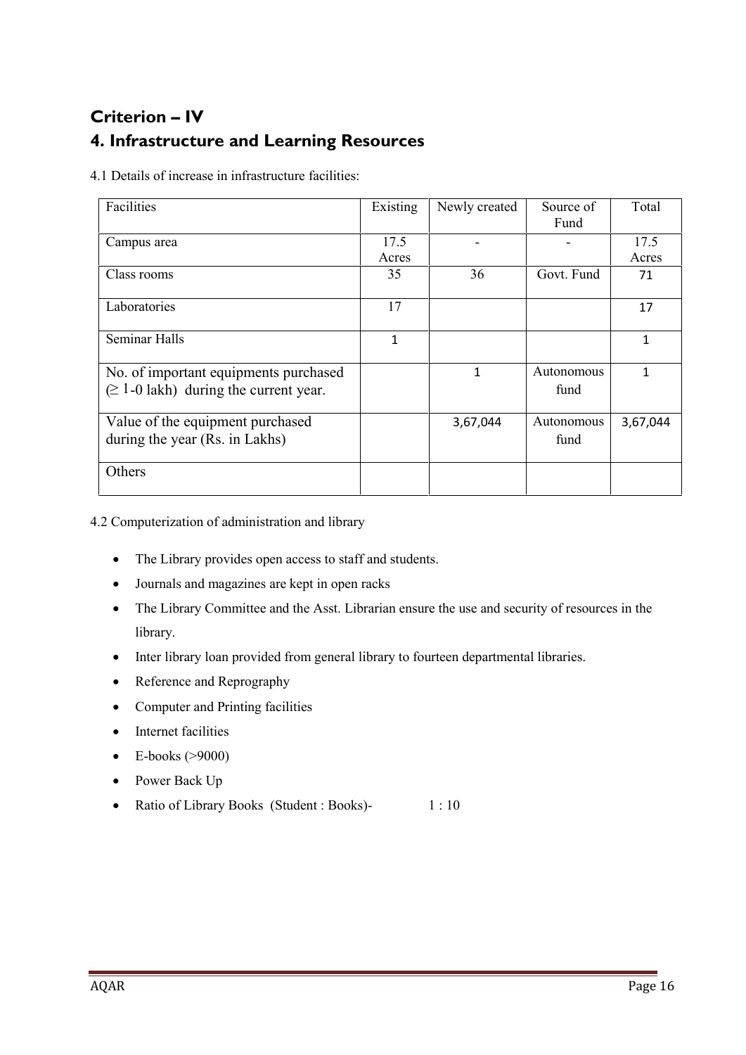# Criterion – IV

## 4. Infrastructure and Learning Resources

4.1 Details of increase in infrastructure facilities:

| Facilities | Existing | Newly created | Source of Fund | Total |
|---|---|---|---|---|
| Campus area | 17.5 Acres | - | - | 17.5 Acres |
| Class rooms | 35 | 36 | Govt. Fund | 71 |
| Laboratories | 17 | | | 17 |
| Seminar Halls | 1 | | | 1 |
| No. of important equipments purchased (≥ 1-0 lakh) during the current year. | | 1 | Autonomous fund | 1 |
| Value of the equipment purchased during the year (Rs. in Lakhs) | | 3,67,044 | Autonomous fund | 3,67,044 |
| Others | | | | |

4.2 Computerization of administration and library

- The Library provides open access to staff and students.
- Journals and magazines are kept in open racks
- The Library Committee and the Asst. Librarian ensure the use and security of resources in the library.
- Inter library loan provided from general library to fourteen departmental libraries.
- Reference and Reprography
- Computer and Printing facilities
- Internet facilities
- E-books (>9000)
- Power Back Up
- Ratio of Library Books (Student : Books)- 1 : 10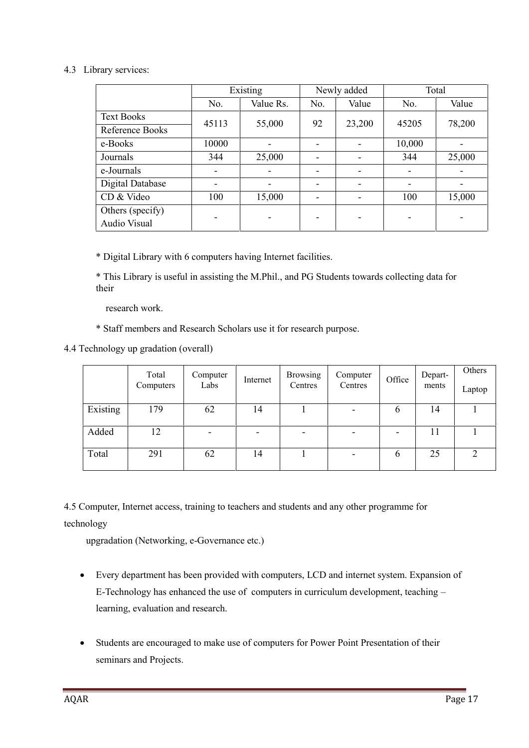4.3 Library services:

| | Existing | | Newly added | | Total | |
|---|---|---|---|---|---|---|
| | No. | Value Rs. | No. | Value | No. | Value |
| Text Books / Reference Books | 45113 | 55,000 | 92 | 23,200 | 45205 | 78,200 |
| e-Books | 10000 | - | - | - | 10,000 | - |
| Journals | 344 | 25,000 | - | - | 344 | 25,000 |
| e-Journals | - | - | - | - | - | - |
| Digital Database | - | - | - | - | - | - |
| CD & Video | 100 | 15,000 | - | - | 100 | 15,000 |
| Others (specify) Audio Visual | - | - | - | - | - | - |

* Digital Library with 6 computers having Internet facilities.

* This Library is useful in assisting the M.Phil., and PG Students towards collecting data for their research work.

* Staff members and Research Scholars use it for research purpose.

4.4 Technology up gradation (overall)

| | Total Computers | Computer Labs | Internet | Browsing Centres | Computer Centres | Office | Depart-ments | Others Laptop |
|---|---|---|---|---|---|---|---|---|
| Existing | 179 | 62 | 14 | 1 | - | 6 | 14 | 1 |
| Added | 12 | - | - | - | - | - | 11 | 1 |
| Total | 291 | 62 | 14 | 1 | - | 6 | 25 | 2 |

4.5 Computer, Internet access, training to teachers and students and any other programme for technology upgradation (Networking, e-Governance etc.)

- Every department has been provided with computers, LCD and internet system. Expansion of E-Technology has enhanced the use of computers in curriculum development, teaching – learning, evaluation and research.

- Students are encouraged to make use of computers for Power Point Presentation of their seminars and Projects.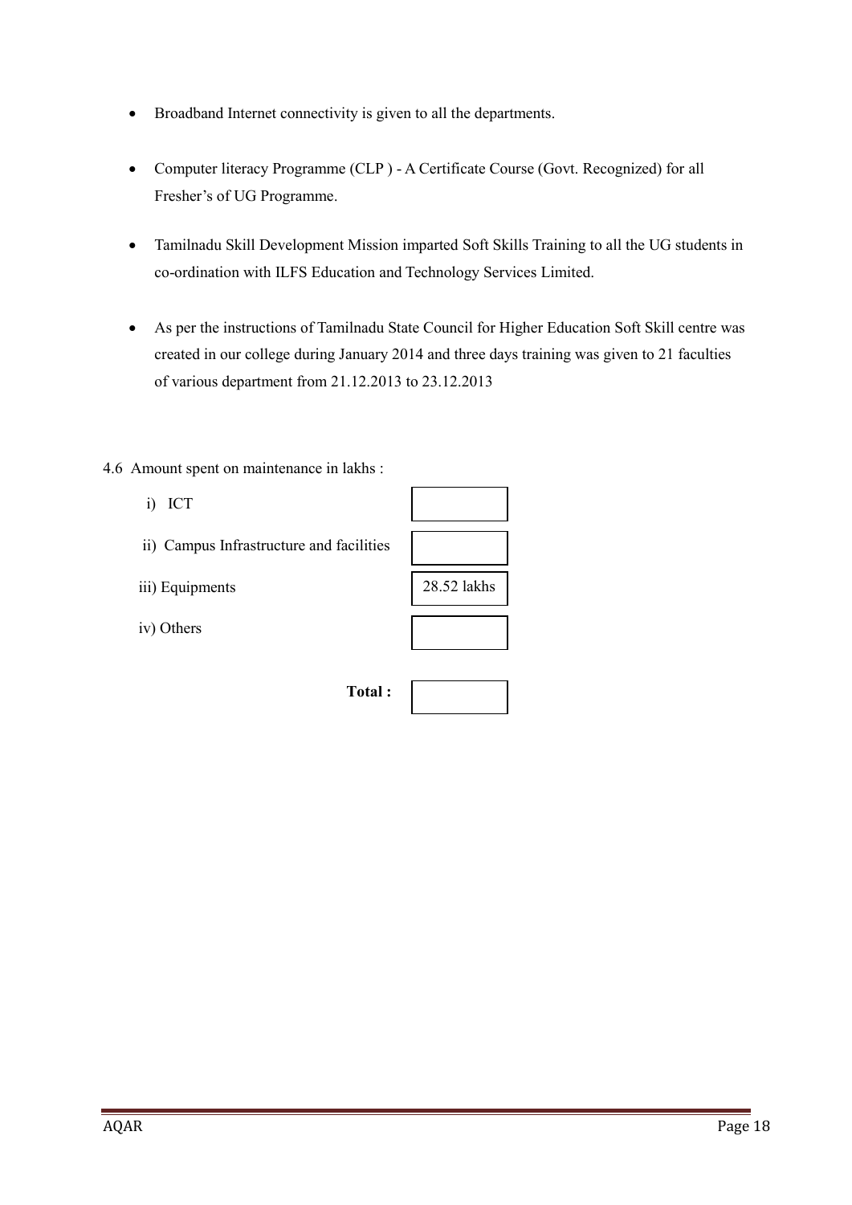- Broadband Internet connectivity is given to all the departments.

- Computer literacy Programme (CLP ) - A Certificate Course (Govt. Recognized) for all Fresher's of UG Programme.

- Tamilnadu Skill Development Mission imparted Soft Skills Training to all the UG students in co-ordination with ILFS Education and Technology Services Limited.

- As per the instructions of Tamilnadu State Council for Higher Education Soft Skill centre was created in our college during January 2014 and three days training was given to 21 faculties of various department from 21.12.2013 to 23.12.2013

4.6 Amount spent on maintenance in lakhs :

| | |
|---|---|
| i) ICT | |
| ii) Campus Infrastructure and facilities | |
| iii) Equipments | 28.52 lakhs |
| iv) Others | |
| **Total :** | |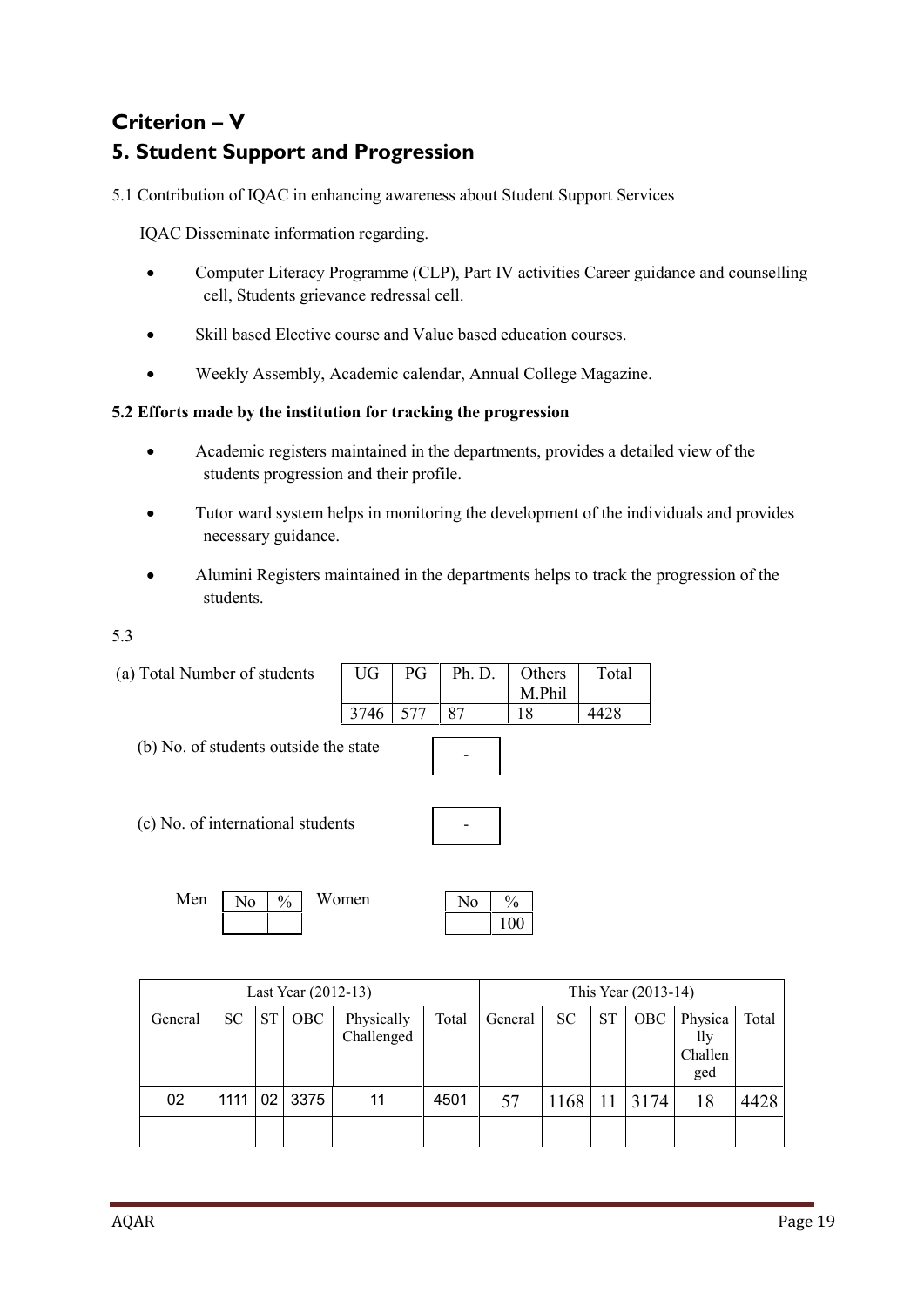# Criterion – V

# 5. Student Support and Progression

5.1 Contribution of IQAC in enhancing awareness about Student Support Services

IQAC Disseminate information regarding.

- Computer Literacy Programme (CLP), Part IV activities Career guidance and counselling cell, Students grievance redressal cell.
- Skill based Elective course and Value based education courses.
- Weekly Assembly, Academic calendar, Annual College Magazine.

**5.2 Efforts made by the institution for tracking the progression**

- Academic registers maintained in the departments, provides a detailed view of the students progression and their profile.
- Tutor ward system helps in monitoring the development of the individuals and provides necessary guidance.
- Alumini Registers maintained in the departments helps to track the progression of the students.

5.3

(a) Total Number of students

| UG | PG | Ph. D. | Others M.Phil | Total |
|---|---|---|---|---|
| 3746 | 577 | 87 | 18 | 4428 |

(b) No. of students outside the state: -

(c) No. of international students: -

Men

| No | % |
|---|---|
| | |

Women

| No | % |
|---|---|
| | 100 |

| Last Year (2012-13) | | | | | | This Year (2013-14) | | | | | |
|---|---|---|---|---|---|---|---|---|---|---|---|
| General | SC | ST | OBC | Physically Challenged | Total | General | SC | ST | OBC | Physically Challenged | Total |
| 02 | 1111 | 02 | 3375 | 11 | 4501 | 57 | 1168 | 11 | 3174 | 18 | 4428 |
| | | | | | | | | | | | |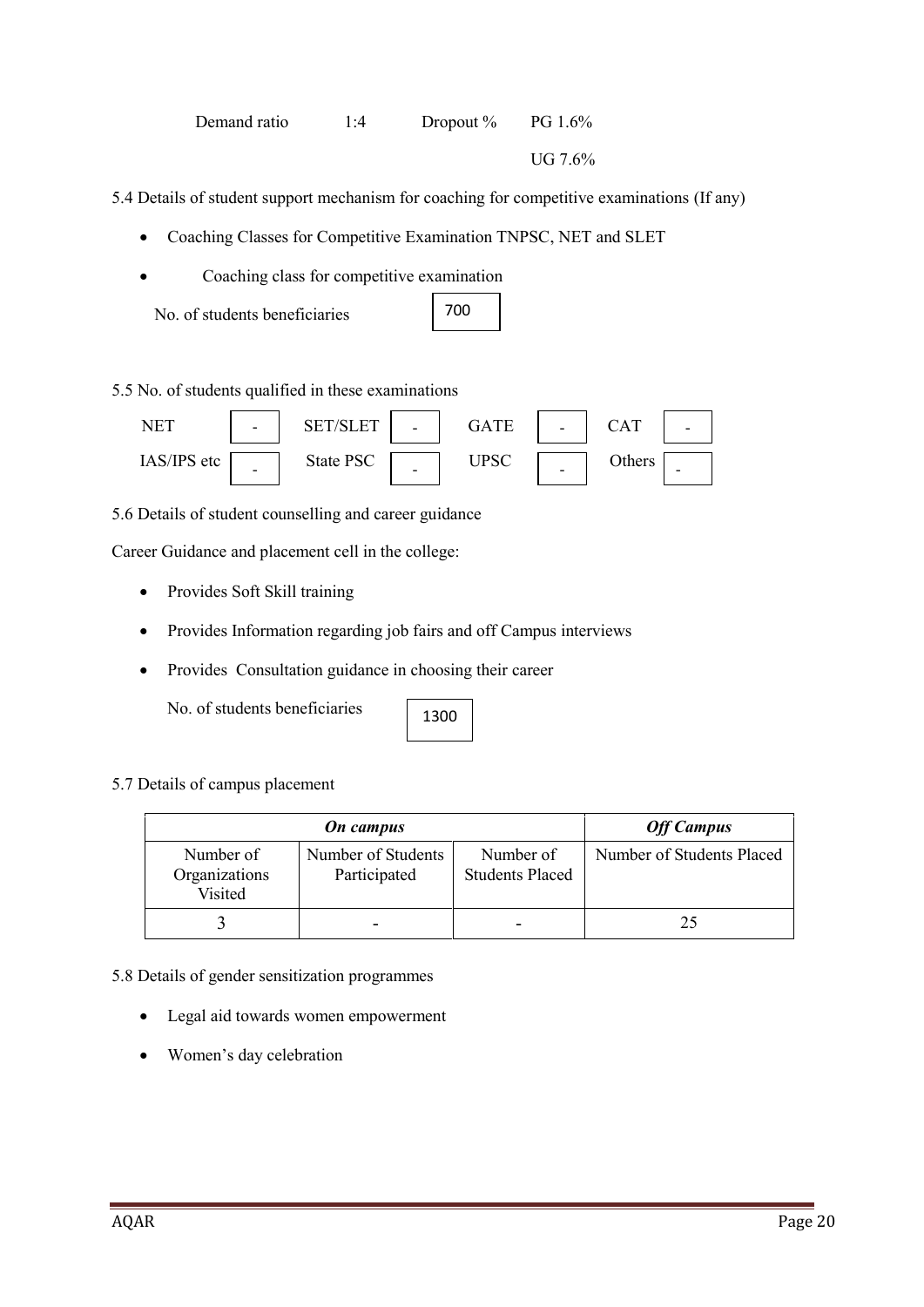Demand ratio 1:4 Dropout % PG 1.6%

UG 7.6%

5.4 Details of student support mechanism for coaching for competitive examinations (If any)

- Coaching Classes for Competitive Examination TNPSC, NET and SLET
- Coaching class for competitive examination

No. of students beneficiaries: 700

5.5 No. of students qualified in these examinations

| NET | - | SET/SLET | - | GATE | - | CAT | - |
|---|---|---|---|---|---|---|---|
| IAS/IPS etc | - | State PSC | - | UPSC | - | Others | - |

5.6 Details of student counselling and career guidance

Career Guidance and placement cell in the college:

- Provides Soft Skill training
- Provides Information regarding job fairs and off Campus interviews
- Provides Consultation guidance in choosing their career

No. of students beneficiaries: 1300

5.7 Details of campus placement

| ***On campus*** | | | ***Off Campus*** |
|---|---|---|---|
| Number of Organizations Visited | Number of Students Participated | Number of Students Placed | Number of Students Placed |
| 3 | - | - | 25 |

5.8 Details of gender sensitization programmes

- Legal aid towards women empowerment
- Women's day celebration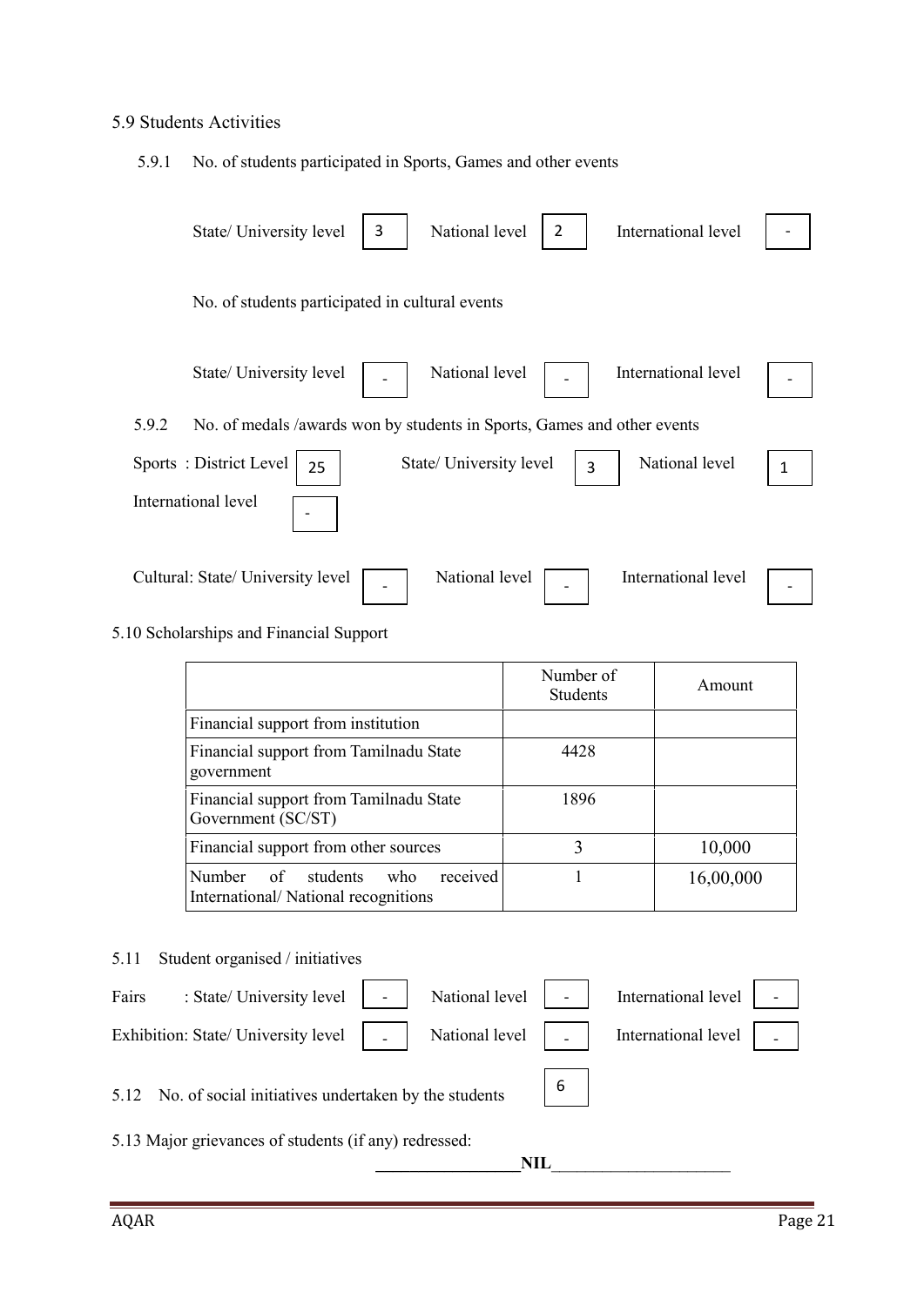5.9 Students Activities

5.9.1 No. of students participated in Sports, Games and other events

State/ University level: 3 | National level: 2 | International level: -

No. of students participated in cultural events

State/ University level: - | National level: - | International level: -

5.9.2 No. of medals /awards won by students in Sports, Games and other events

Sports : District Level: 25 | State/ University level: 3 | National level: 1

International level: -

Cultural: State/ University level: - | National level: - | International level: -

5.10 Scholarships and Financial Support

| | Number of Students | Amount |
|---|---|---|
| Financial support from institution | | |
| Financial support from Tamilnadu State government | 4428 | |
| Financial support from Tamilnadu State Government (SC/ST) | 1896 | |
| Financial support from other sources | 3 | 10,000 |
| Number of students who received International/ National recognitions | 1 | 16,00,000 |

5.11 Student organised / initiatives

Fairs : State/ University level: - | National level: - | International level: -

Exhibition: State/ University level: - | National level: - | International level: -

5.12 No. of social initiatives undertaken by the students: 6

5.13 Major grievances of students (if any) redressed:

**NIL**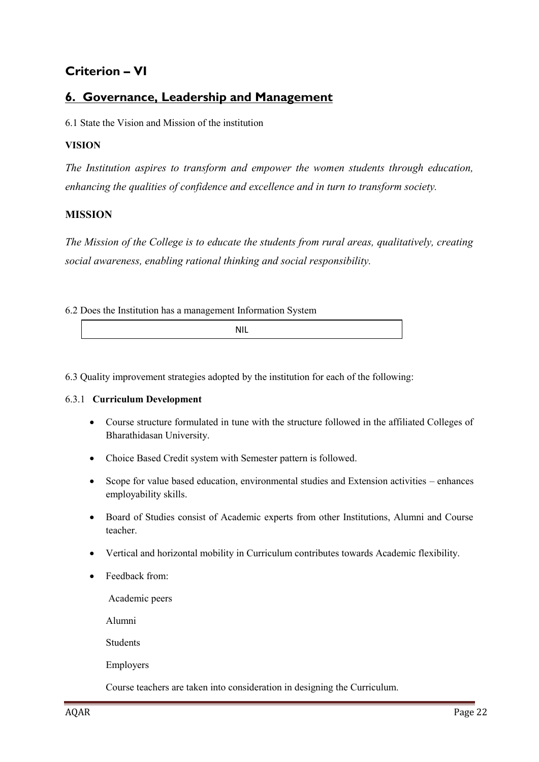# Criterion – VI

## 6. Governance, Leadership and Management

6.1 State the Vision and Mission of the institution

**VISION**

*The Institution aspires to transform and empower the women students through education, enhancing the qualities of confidence and excellence and in turn to transform society.*

**MISSION**

*The Mission of the College is to educate the students from rural areas, qualitatively, creating social awareness, enabling rational thinking and social responsibility.*

6.2 Does the Institution has a management Information System

| NIL |
|---|

6.3 Quality improvement strategies adopted by the institution for each of the following:

6.3.1 **Curriculum Development**

- Course structure formulated in tune with the structure followed in the affiliated Colleges of Bharathidasan University.
- Choice Based Credit system with Semester pattern is followed.
- Scope for value based education, environmental studies and Extension activities – enhances employability skills.
- Board of Studies consist of Academic experts from other Institutions, Alumni and Course teacher.
- Vertical and horizontal mobility in Curriculum contributes towards Academic flexibility.
- Feedback from:

  Academic peers

  Alumni

  Students

  Employers

  Course teachers are taken into consideration in designing the Curriculum.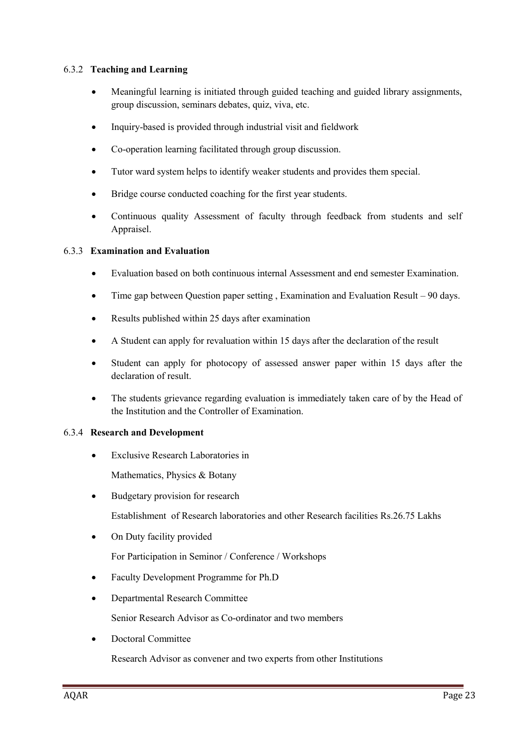### 6.3.2 **Teaching and Learning**

- Meaningful learning is initiated through guided teaching and guided library assignments, group discussion, seminars debates, quiz, viva, etc.
- Inquiry-based is provided through industrial visit and fieldwork
- Co-operation learning facilitated through group discussion.
- Tutor ward system helps to identify weaker students and provides them special.
- Bridge course conducted coaching for the first year students.
- Continuous quality Assessment of faculty through feedback from students and self Appraisel.

### 6.3.3 **Examination and Evaluation**

- Evaluation based on both continuous internal Assessment and end semester Examination.
- Time gap between Question paper setting , Examination and Evaluation Result – 90 days.
- Results published within 25 days after examination
- A Student can apply for revaluation within 15 days after the declaration of the result
- Student can apply for photocopy of assessed answer paper within 15 days after the declaration of result.
- The students grievance regarding evaluation is immediately taken care of by the Head of the Institution and the Controller of Examination.

### 6.3.4 **Research and Development**

- Exclusive Research Laboratories in

  Mathematics, Physics & Botany

- Budgetary provision for research

  Establishment of Research laboratories and other Research facilities Rs.26.75 Lakhs

- On Duty facility provided

  For Participation in Seminor / Conference / Workshops

- Faculty Development Programme for Ph.D
- Departmental Research Committee

  Senior Research Advisor as Co-ordinator and two members

- Doctoral Committee

  Research Advisor as convener and two experts from other Institutions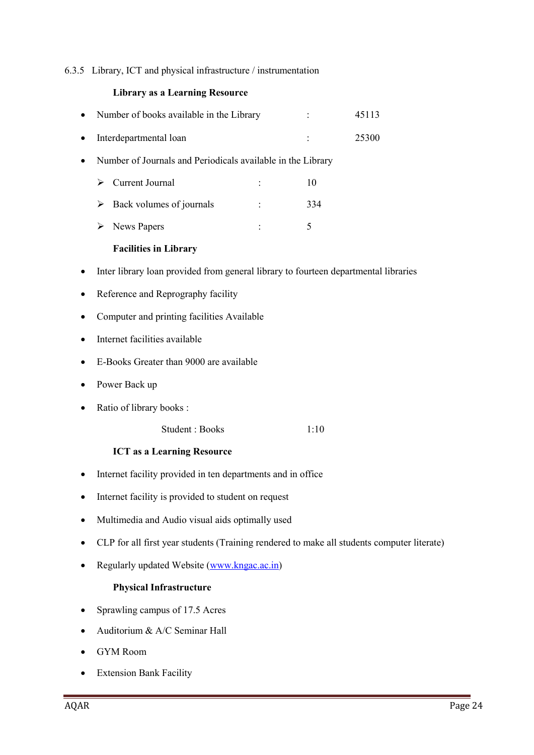6.3.5 Library, ICT and physical infrastructure / instrumentation

**Library as a Learning Resource**

- Number of books available in the Library : 45113
- Interdepartmental loan : 25300
- Number of Journals and Periodicals available in the Library
  - Current Journal : 10
  - Back volumes of journals : 334
  - News Papers : 5

**Facilities in Library**

- Inter library loan provided from general library to fourteen departmental libraries
- Reference and Reprography facility
- Computer and printing facilities Available
- Internet facilities available
- E-Books Greater than 9000 are available
- Power Back up
- Ratio of library books :

  Student : Books 1:10

**ICT as a Learning Resource**

- Internet facility provided in ten departments and in office
- Internet facility is provided to student on request
- Multimedia and Audio visual aids optimally used
- CLP for all first year students (Training rendered to make all students computer literate)
- Regularly updated Website (www.kngac.ac.in)

**Physical Infrastructure**

- Sprawling campus of 17.5 Acres
- Auditorium & A/C Seminar Hall
- GYM Room
- Extension Bank Facility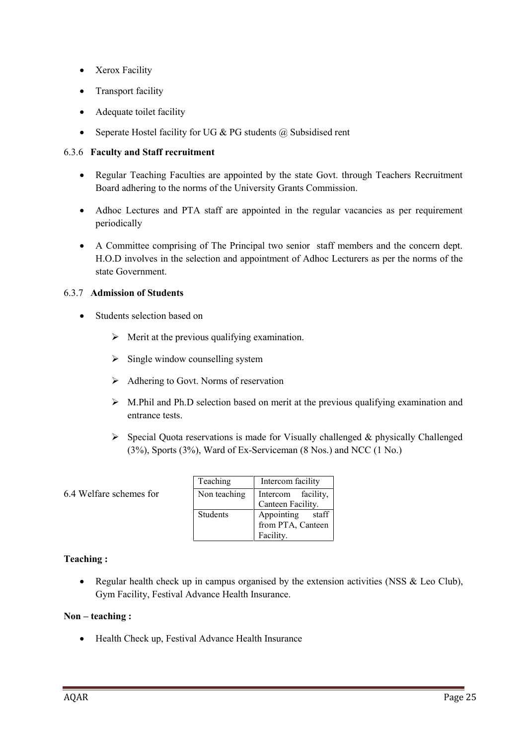- Xerox Facility
- Transport facility
- Adequate toilet facility
- Seperate Hostel facility for UG & PG students @ Subsidised rent

6.3.6 **Faculty and Staff recruitment**

- Regular Teaching Faculties are appointed by the state Govt. through Teachers Recruitment Board adhering to the norms of the University Grants Commission.
- Adhoc Lectures and PTA staff are appointed in the regular vacancies as per requirement periodically
- A Committee comprising of The Principal two senior staff members and the concern dept. H.O.D involves in the selection and appointment of Adhoc Lecturers as per the norms of the state Government.

6.3.7 **Admission of Students**

- Students selection based on
    - Merit at the previous qualifying examination.
    - Single window counselling system
    - Adhering to Govt. Norms of reservation
    - M.Phil and Ph.D selection based on merit at the previous qualifying examination and entrance tests.
    - Special Quota reservations is made for Visually challenged & physically Challenged (3%), Sports (3%), Ward of Ex-Serviceman (8 Nos.) and NCC (1 No.)

6.4 Welfare schemes for

| Teaching | Intercom facility |
|---|---|
| Non teaching | Intercom facility, Canteen Facility. |
| Students | Appointing staff from PTA, Canteen Facility. |

**Teaching :**

- Regular health check up in campus organised by the extension activities (NSS & Leo Club), Gym Facility, Festival Advance Health Insurance.

**Non – teaching :**

- Health Check up, Festival Advance Health Insurance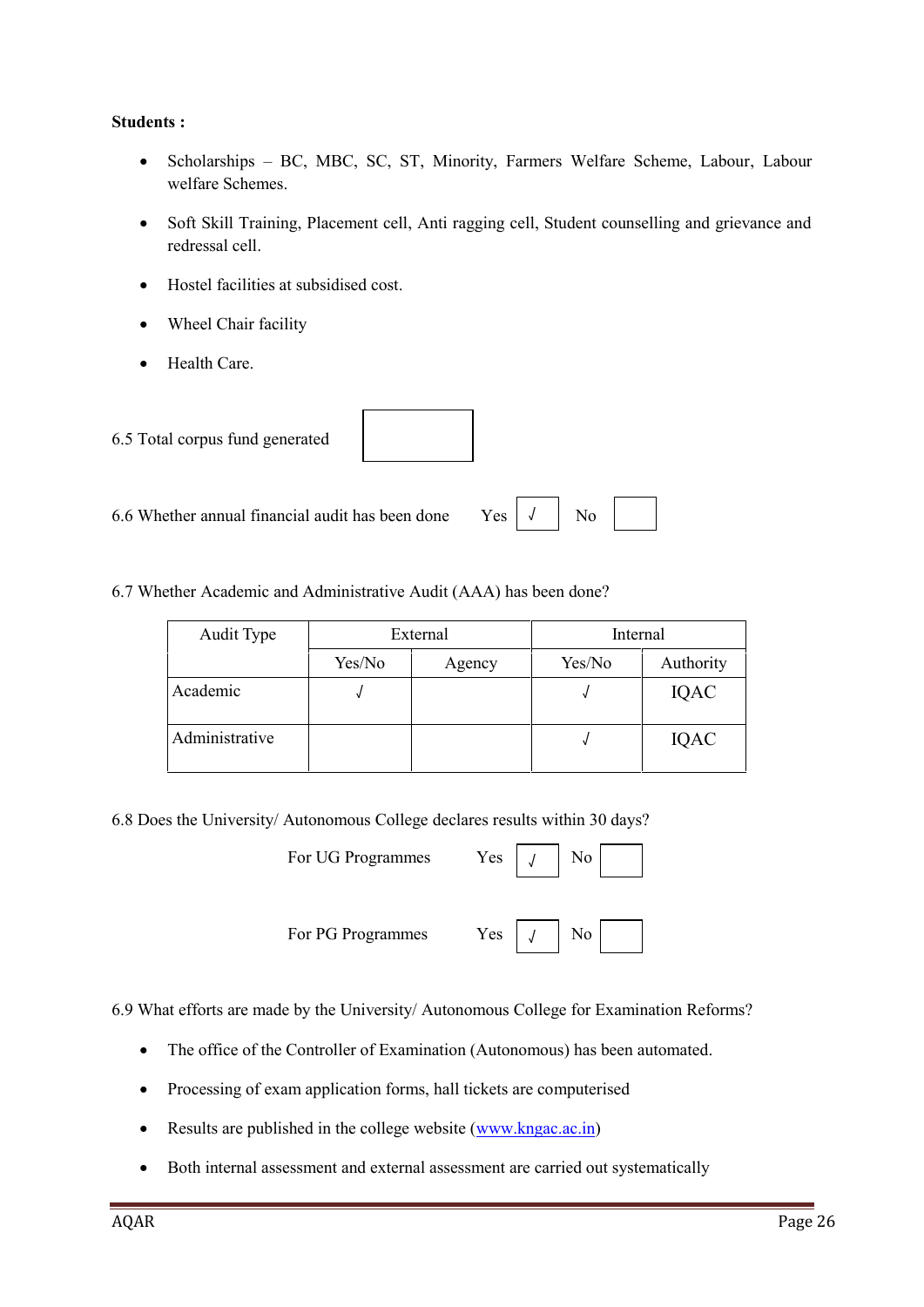**Students :**

- Scholarships – BC, MBC, SC, ST, Minority, Farmers Welfare Scheme, Labour, Labour welfare Schemes.
- Soft Skill Training, Placement cell, Anti ragging cell, Student counselling and grievance and redressal cell.
- Hostel facilities at subsidised cost.
- Wheel Chair facility
- Health Care.

6.5 Total corpus fund generated

6.6 Whether annual financial audit has been done Yes √ No

6.7 Whether Academic and Administrative Audit (AAA) has been done?

| Audit Type | External | | Internal | |
|---|---|---|---|---|
| | Yes/No | Agency | Yes/No | Authority |
| Academic | √ | | √ | IQAC |
| Administrative | | | √ | IQAC |

6.8 Does the University/ Autonomous College declares results within 30 days?

For UG Programmes Yes √ No

For PG Programmes Yes √ No

6.9 What efforts are made by the University/ Autonomous College for Examination Reforms?

- The office of the Controller of Examination (Autonomous) has been automated.
- Processing of exam application forms, hall tickets are computerised
- Results are published in the college website (www.kngac.ac.in)
- Both internal assessment and external assessment are carried out systematically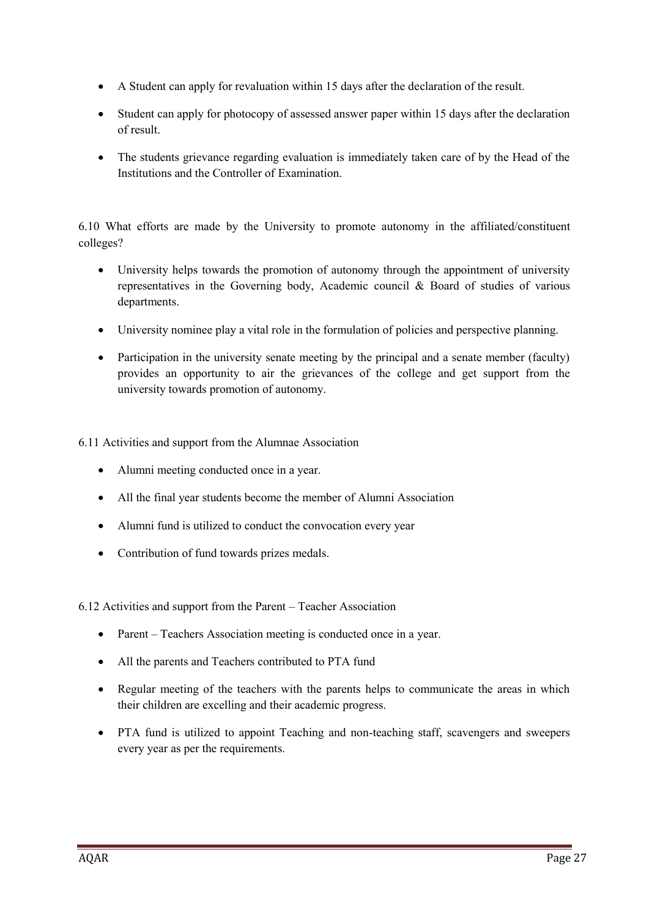- A Student can apply for revaluation within 15 days after the declaration of the result.
- Student can apply for photocopy of assessed answer paper within 15 days after the declaration of result.
- The students grievance regarding evaluation is immediately taken care of by the Head of the Institutions and the Controller of Examination.

6.10 What efforts are made by the University to promote autonomy in the affiliated/constituent colleges?

- University helps towards the promotion of autonomy through the appointment of university representatives in the Governing body, Academic council & Board of studies of various departments.
- University nominee play a vital role in the formulation of policies and perspective planning.
- Participation in the university senate meeting by the principal and a senate member (faculty) provides an opportunity to air the grievances of the college and get support from the university towards promotion of autonomy.

6.11 Activities and support from the Alumnae Association

- Alumni meeting conducted once in a year.
- All the final year students become the member of Alumni Association
- Alumni fund is utilized to conduct the convocation every year
- Contribution of fund towards prizes medals.

6.12 Activities and support from the Parent – Teacher Association

- Parent – Teachers Association meeting is conducted once in a year.
- All the parents and Teachers contributed to PTA fund
- Regular meeting of the teachers with the parents helps to communicate the areas in which their children are excelling and their academic progress.
- PTA fund is utilized to appoint Teaching and non-teaching staff, scavengers and sweepers every year as per the requirements.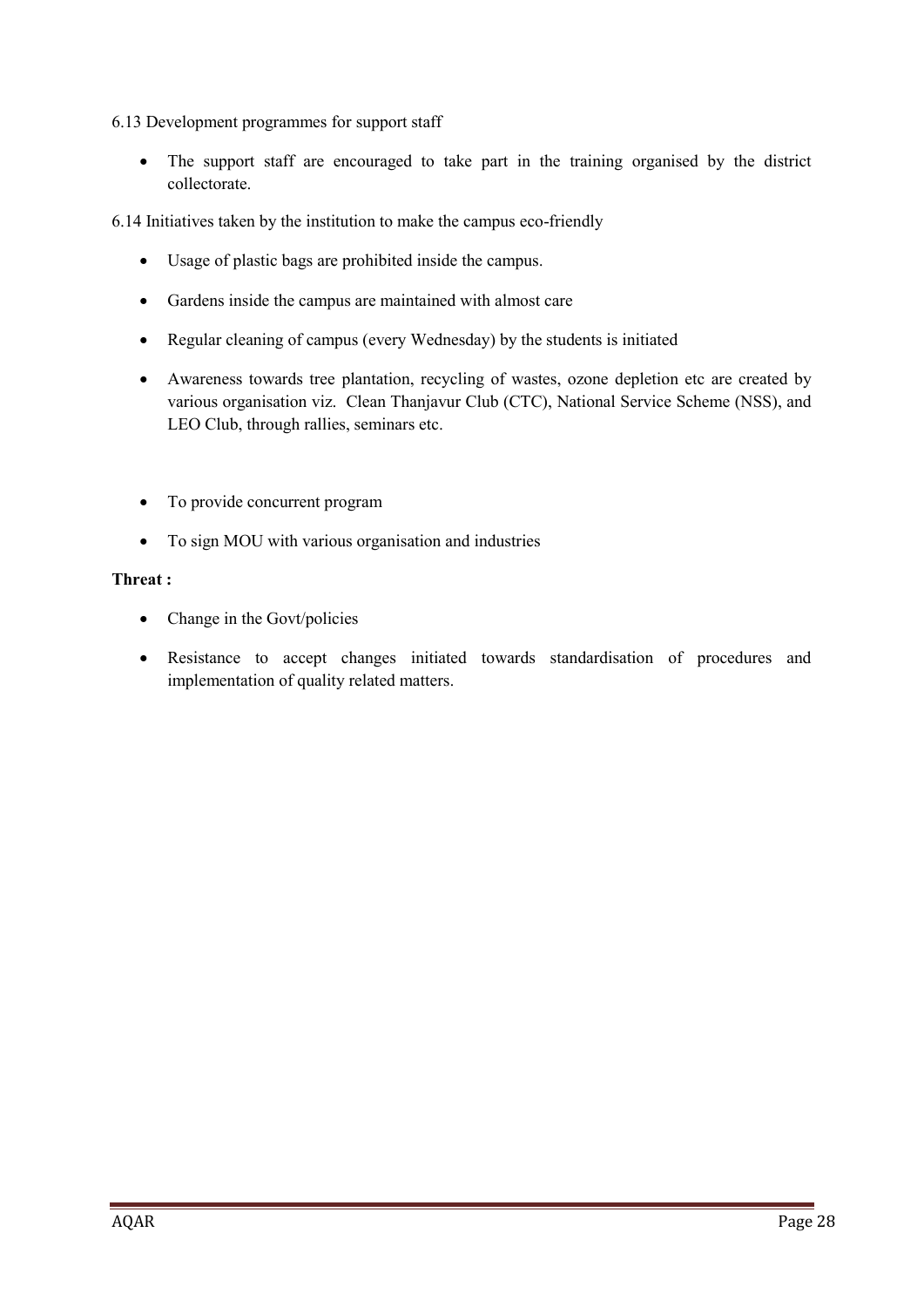6.13 Development programmes for support staff

- The support staff are encouraged to take part in the training organised by the district collectorate.

6.14 Initiatives taken by the institution to make the campus eco-friendly

- Usage of plastic bags are prohibited inside the campus.
- Gardens inside the campus are maintained with almost care
- Regular cleaning of campus (every Wednesday) by the students is initiated
- Awareness towards tree plantation, recycling of wastes, ozone depletion etc are created by various organisation viz. Clean Thanjavur Club (CTC), National Service Scheme (NSS), and LEO Club, through rallies, seminars etc.

- To provide concurrent program
- To sign MOU with various organisation and industries

**Threat :**

- Change in the Govt/policies
- Resistance to accept changes initiated towards standardisation of procedures and implementation of quality related matters.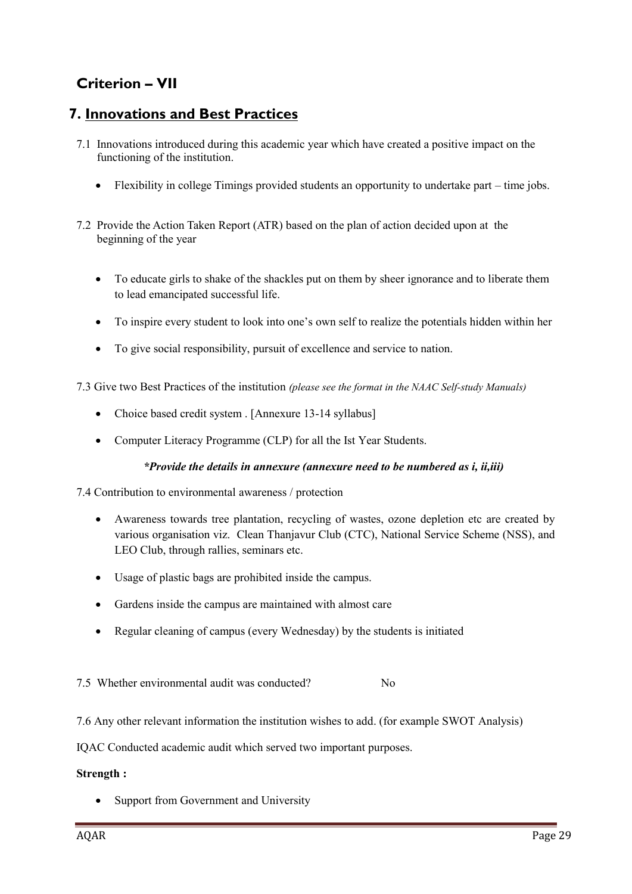# Criterion – VII

## 7. Innovations and Best Practices

7.1 Innovations introduced during this academic year which have created a positive impact on the functioning of the institution.

- Flexibility in college Timings provided students an opportunity to undertake part – time jobs.

7.2 Provide the Action Taken Report (ATR) based on the plan of action decided upon at the beginning of the year

- To educate girls to shake of the shackles put on them by sheer ignorance and to liberate them to lead emancipated successful life.
- To inspire every student to look into one's own self to realize the potentials hidden within her
- To give social responsibility, pursuit of excellence and service to nation.

7.3 Give two Best Practices of the institution *(please see the format in the NAAC Self-study Manuals)*

- Choice based credit system . [Annexure 13-14 syllabus]
- Computer Literacy Programme (CLP) for all the Ist Year Students.

***Provide the details in annexure (annexure need to be numbered as i, ii,iii)***

7.4 Contribution to environmental awareness / protection

- Awareness towards tree plantation, recycling of wastes, ozone depletion etc are created by various organisation viz. Clean Thanjavur Club (CTC), National Service Scheme (NSS), and LEO Club, through rallies, seminars etc.
- Usage of plastic bags are prohibited inside the campus.
- Gardens inside the campus are maintained with almost care
- Regular cleaning of campus (every Wednesday) by the students is initiated

7.5 Whether environmental audit was conducted? No

7.6 Any other relevant information the institution wishes to add. (for example SWOT Analysis)

IQAC Conducted academic audit which served two important purposes.

**Strength :**

- Support from Government and University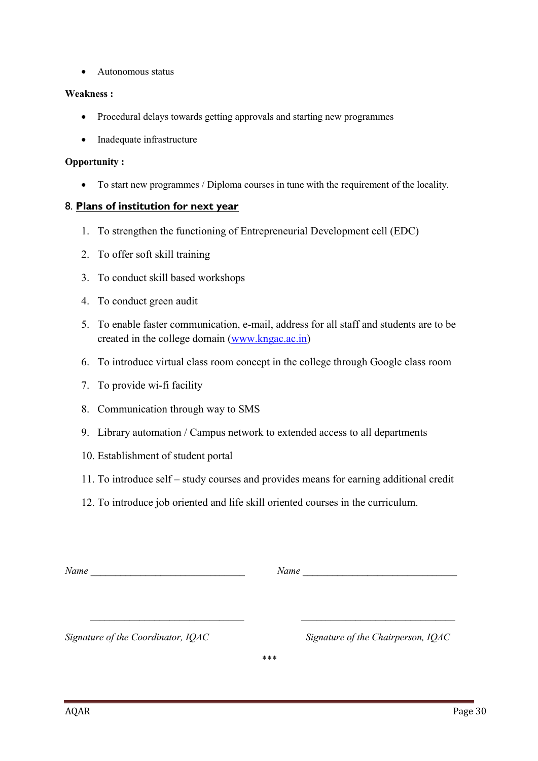- Autonomous status

**Weakness :**

- Procedural delays towards getting approvals and starting new programmes
- Inadequate infrastructure

**Opportunity :**

- To start new programmes / Diploma courses in tune with the requirement of the locality.

## 8. Plans of institution for next year

1. To strengthen the functioning of Entrepreneurial Development cell (EDC)
2. To offer soft skill training
3. To conduct skill based workshops
4. To conduct green audit
5. To enable faster communication, e-mail, address for all staff and students are to be created in the college domain ([www.kngac.ac.in](http://www.kngac.ac.in))
6. To introduce virtual class room concept in the college through Google class room
7. To provide wi-fi facility
8. Communication through way to SMS
9. Library automation / Campus network to extended access to all departments
10. Establishment of student portal
11. To introduce self – study courses and provides means for earning additional credit
12. To introduce job oriented and life skill oriented courses in the curriculum.

*Name* ______________________________ *Name* ______________________________

______________________________ ______________________________

*Signature of the Coordinator, IQAC* *Signature of the Chairperson, IQAC*

***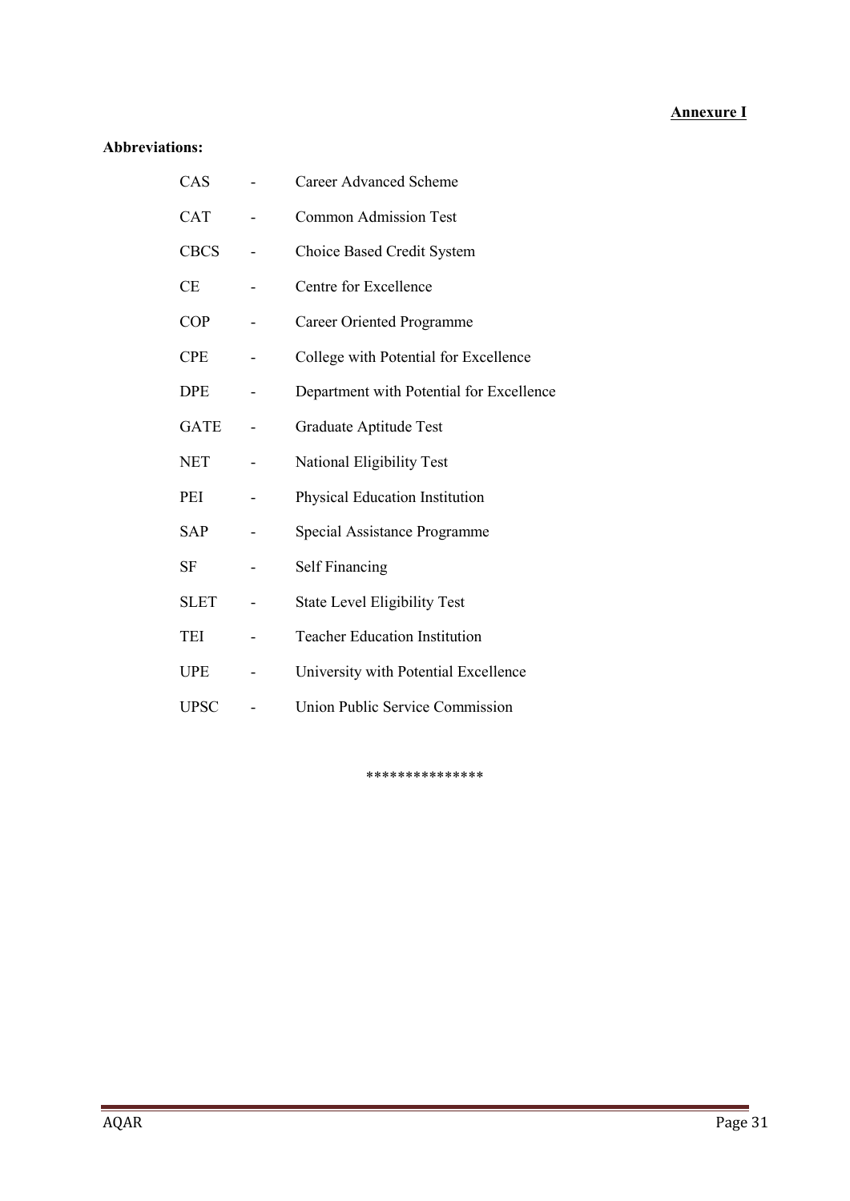**Annexure I**

**Abbreviations:**

| | | |
|---|---|---|
| CAS | - | Career Advanced Scheme |
| CAT | - | Common Admission Test |
| CBCS | - | Choice Based Credit System |
| CE | - | Centre for Excellence |
| COP | - | Career Oriented Programme |
| CPE | - | College with Potential for Excellence |
| DPE | - | Department with Potential for Excellence |
| GATE | - | Graduate Aptitude Test |
| NET | - | National Eligibility Test |
| PEI | - | Physical Education Institution |
| SAP | - | Special Assistance Programme |
| SF | - | Self Financing |
| SLET | - | State Level Eligibility Test |
| TEI | - | Teacher Education Institution |
| UPE | - | University with Potential Excellence |
| UPSC | - | Union Public Service Commission |

***************